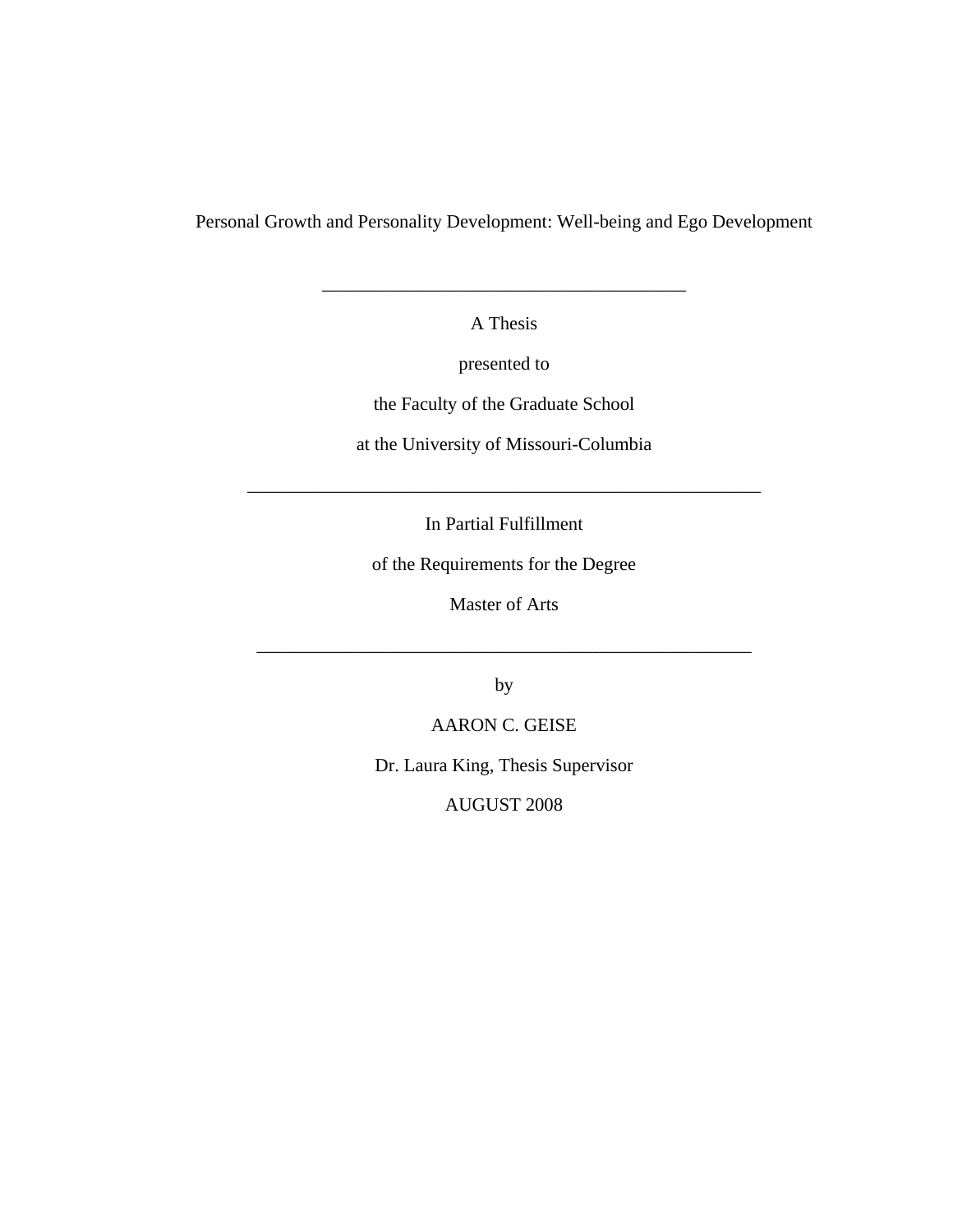Personal Growth and Personality Development: Well-being and Ego Development

---

A Thesis

presented to

the Faculty of the Graduate School

at the University of Missouri-Columbia

---

In Partial Fulfillment

of the Requirements for the Degree

Master of Arts

---

by

AARON C. GEISE

Dr. Laura King, Thesis Supervisor

AUGUST 2008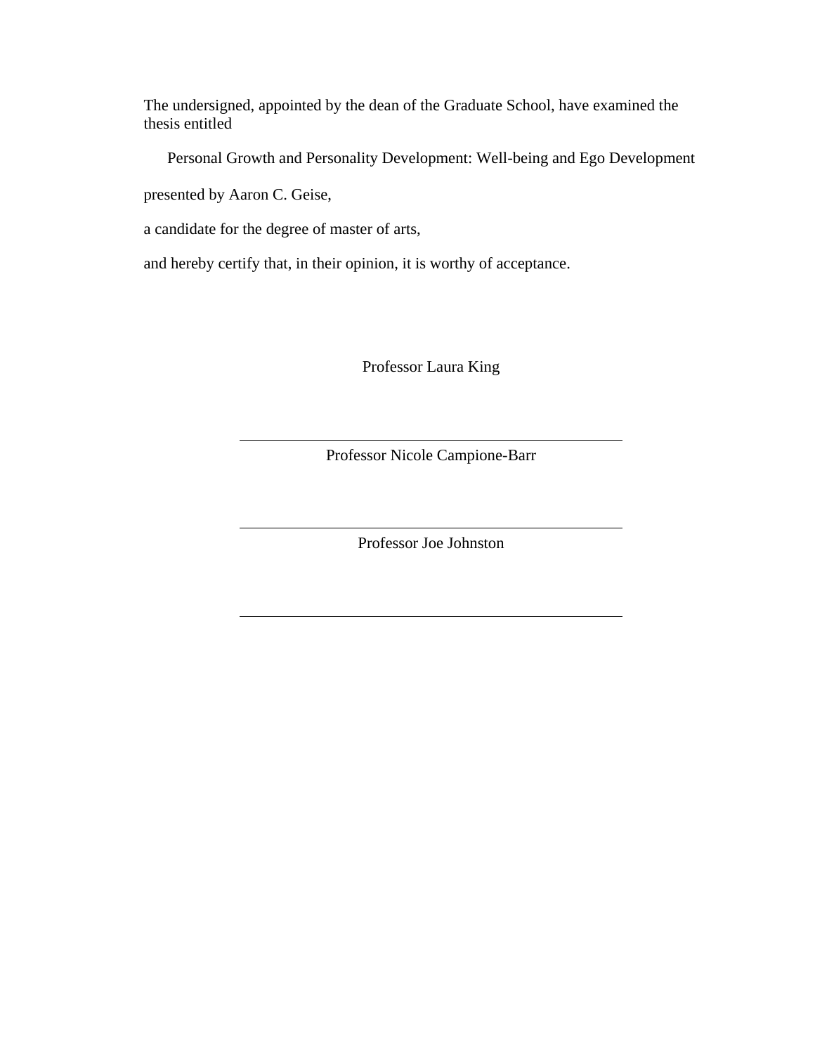The undersigned, appointed by the dean of the Graduate School, have examined the thesis entitled

Personal Growth and Personality Development: Well-being and Ego Development

presented by Aaron C. Geise,

a candidate for the degree of master of arts,

and hereby certify that, in their opinion, it is worthy of acceptance.

Professor Laura King

\_\_\_\_\_\_\_\_\_\_\_\_\_\_\_\_\_\_\_\_\_\_\_\_\_\_\_\_\_\_\_\_\_\_\_\_\_\_\_\_

Professor Nicole Campione-Barr

\_\_\_\_\_\_\_\_\_\_\_\_\_\_\_\_\_\_\_\_\_\_\_\_\_\_\_\_\_\_\_\_\_\_\_\_\_\_\_\_

Professor Joe Johnston

\_\_\_\_\_\_\_\_\_\_\_\_\_\_\_\_\_\_\_\_\_\_\_\_\_\_\_\_\_\_\_\_\_\_\_\_\_\_\_\_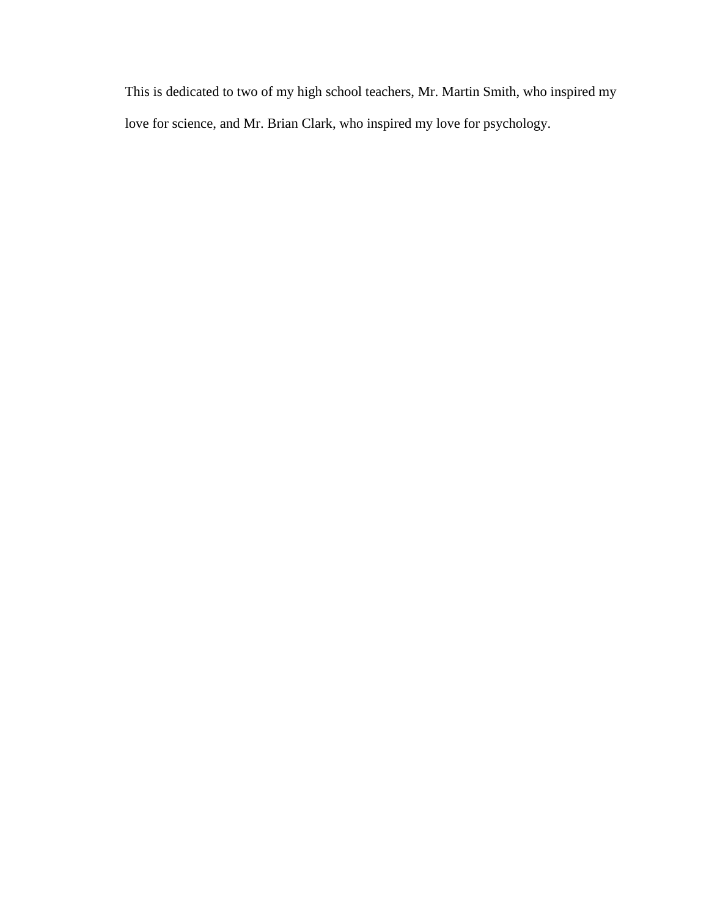This is dedicated to two of my high school teachers, Mr. Martin Smith, who inspired my love for science, and Mr. Brian Clark, who inspired my love for psychology.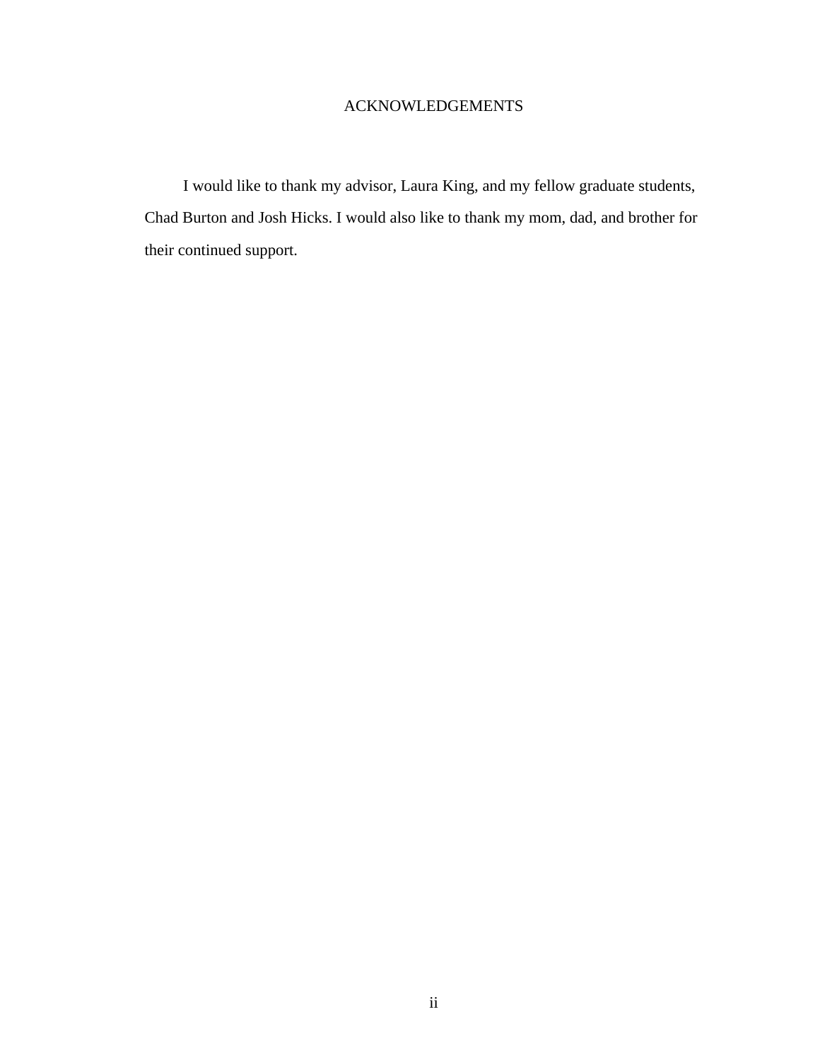# ACKNOWLEDGEMENTS

I would like to thank my advisor, Laura King, and my fellow graduate students, Chad Burton and Josh Hicks. I would also like to thank my mom, dad, and brother for their continued support.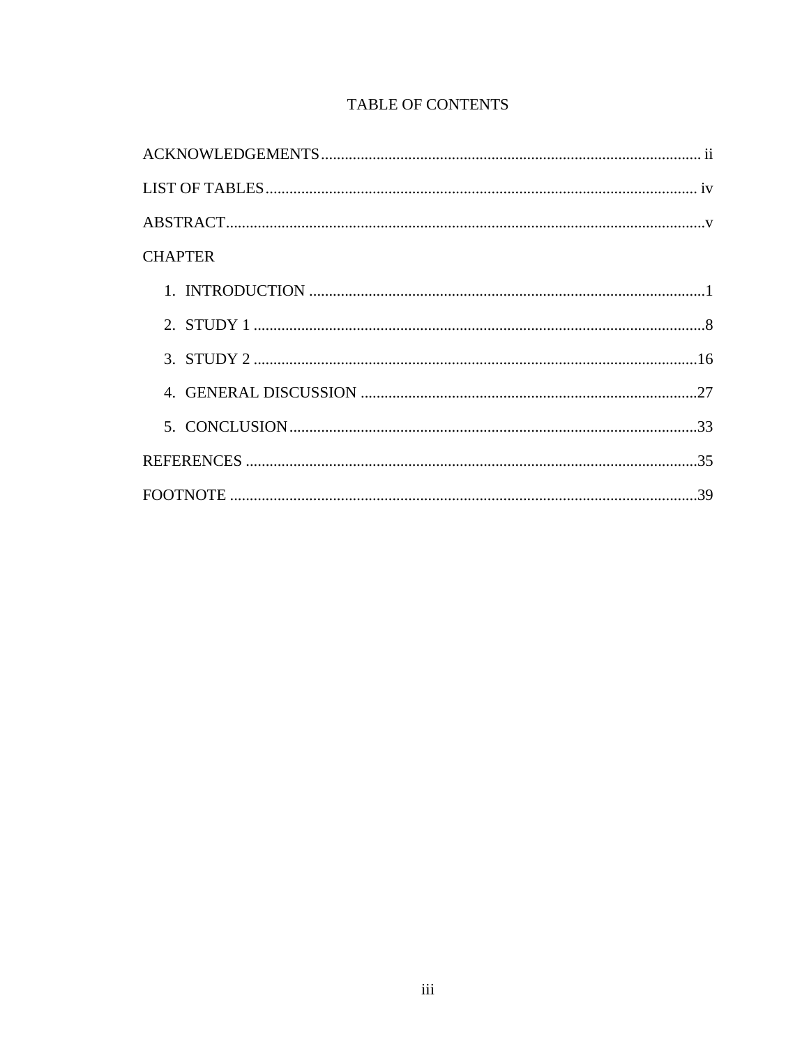# TABLE OF CONTENTS

ACKNOWLEDGEMENTS ........................................................................................ ii

LIST OF TABLES ........................................................................................ iv

ABSTRACT ........................................................................................ v

CHAPTER

1. INTRODUCTION ........................................................................................ 1
2. STUDY 1 ........................................................................................ 8
3. STUDY 2 ........................................................................................ 16
4. GENERAL DISCUSSION ........................................................................................ 27
5. CONCLUSION ........................................................................................ 33

REFERENCES ........................................................................................ 35

FOOTNOTE ........................................................................................ 39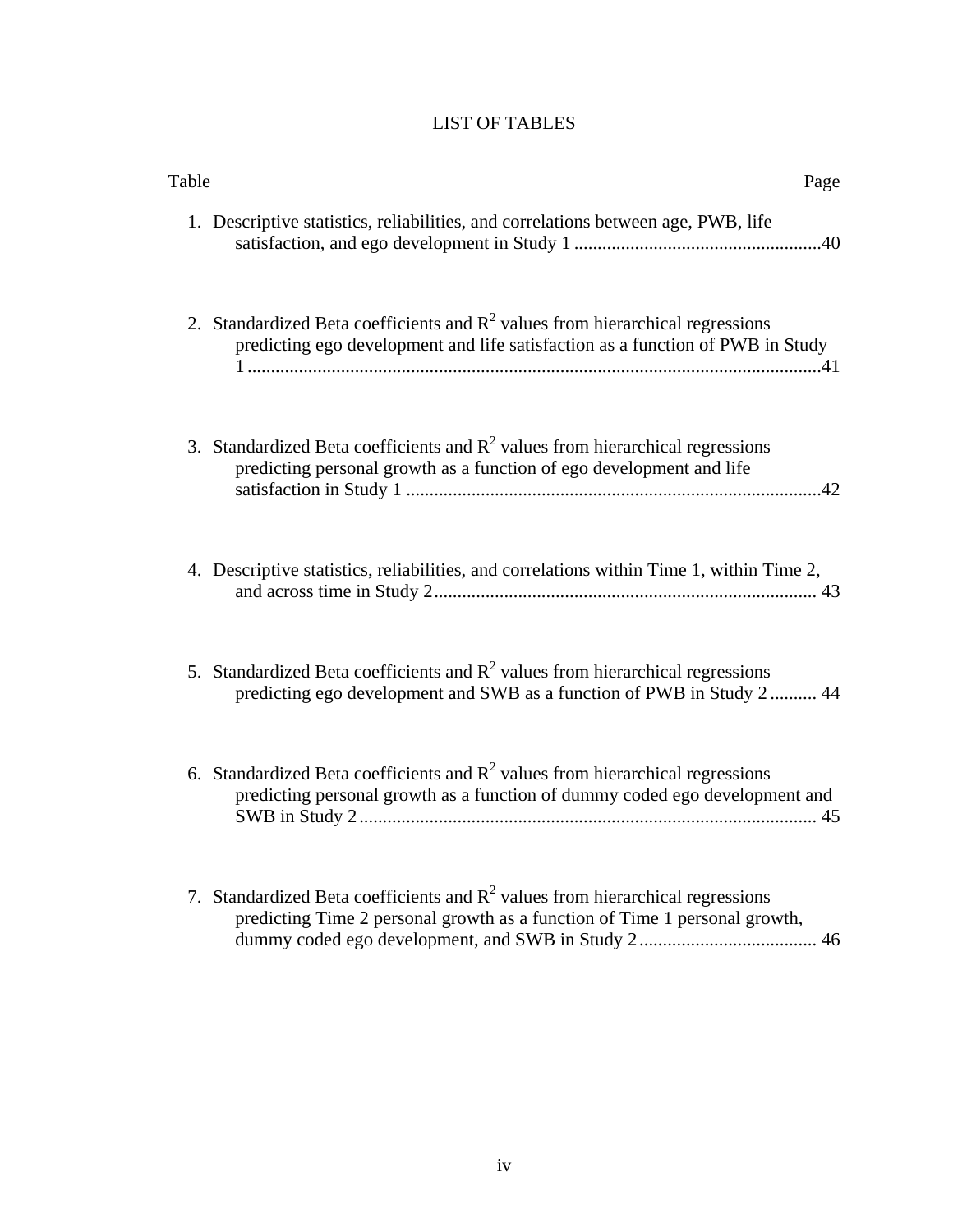# LIST OF TABLES

Table Page

1. Descriptive statistics, reliabilities, and correlations between age, PWB, life satisfaction, and ego development in Study 1 .....................................................40

2. Standardized Beta coefficients and $R^2$ values from hierarchical regressions predicting ego development and life satisfaction as a function of PWB in Study 1 ..........................................................................................................................41

3. Standardized Beta coefficients and $R^2$ values from hierarchical regressions predicting personal growth as a function of ego development and life satisfaction in Study 1 .........................................................................................42

4. Descriptive statistics, reliabilities, and correlations within Time 1, within Time 2, and across time in Study 2.................................................................................. 43

5. Standardized Beta coefficients and $R^2$ values from hierarchical regressions predicting ego development and SWB as a function of PWB in Study 2 .......... 44

6. Standardized Beta coefficients and $R^2$ values from hierarchical regressions predicting personal growth as a function of dummy coded ego development and SWB in Study 2 .................................................................................................. 45

7. Standardized Beta coefficients and $R^2$ values from hierarchical regressions predicting Time 2 personal growth as a function of Time 1 personal growth, dummy coded ego development, and SWB in Study 2 ...................................... 46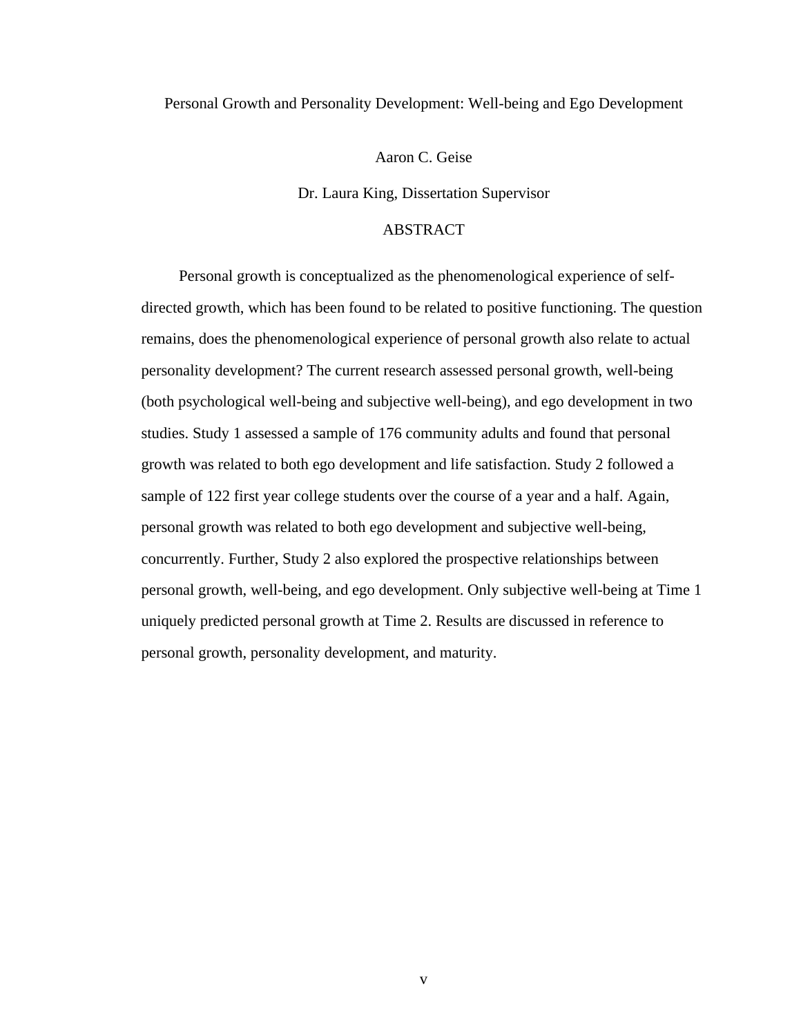Personal Growth and Personality Development: Well-being and Ego Development

Aaron C. Geise

Dr. Laura King, Dissertation Supervisor

## ABSTRACT

Personal growth is conceptualized as the phenomenological experience of self-directed growth, which has been found to be related to positive functioning. The question remains, does the phenomenological experience of personal growth also relate to actual personality development? The current research assessed personal growth, well-being (both psychological well-being and subjective well-being), and ego development in two studies. Study 1 assessed a sample of 176 community adults and found that personal growth was related to both ego development and life satisfaction. Study 2 followed a sample of 122 first year college students over the course of a year and a half. Again, personal growth was related to both ego development and subjective well-being, concurrently. Further, Study 2 also explored the prospective relationships between personal growth, well-being, and ego development. Only subjective well-being at Time 1 uniquely predicted personal growth at Time 2. Results are discussed in reference to personal growth, personality development, and maturity.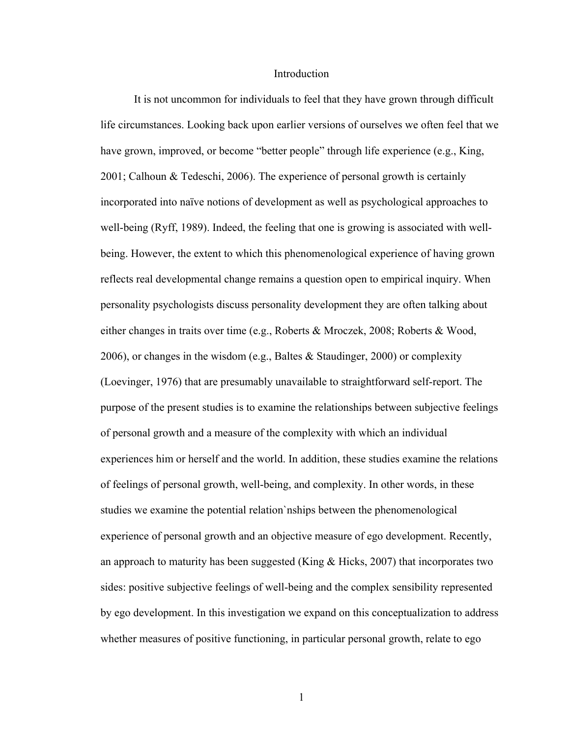# Introduction

It is not uncommon for individuals to feel that they have grown through difficult life circumstances. Looking back upon earlier versions of ourselves we often feel that we have grown, improved, or become "better people" through life experience (e.g., King, 2001; Calhoun & Tedeschi, 2006). The experience of personal growth is certainly incorporated into naïve notions of development as well as psychological approaches to well-being (Ryff, 1989). Indeed, the feeling that one is growing is associated with well-being. However, the extent to which this phenomenological experience of having grown reflects real developmental change remains a question open to empirical inquiry. When personality psychologists discuss personality development they are often talking about either changes in traits over time (e.g., Roberts & Mroczek, 2008; Roberts & Wood, 2006), or changes in the wisdom (e.g., Baltes & Staudinger, 2000) or complexity (Loevinger, 1976) that are presumably unavailable to straightforward self-report. The purpose of the present studies is to examine the relationships between subjective feelings of personal growth and a measure of the complexity with which an individual experiences him or herself and the world. In addition, these studies examine the relations of feelings of personal growth, well-being, and complexity. In other words, in these studies we examine the potential relation`nships between the phenomenological experience of personal growth and an objective measure of ego development. Recently, an approach to maturity has been suggested (King & Hicks, 2007) that incorporates two sides: positive subjective feelings of well-being and the complex sensibility represented by ego development. In this investigation we expand on this conceptualization to address whether measures of positive functioning, in particular personal growth, relate to ego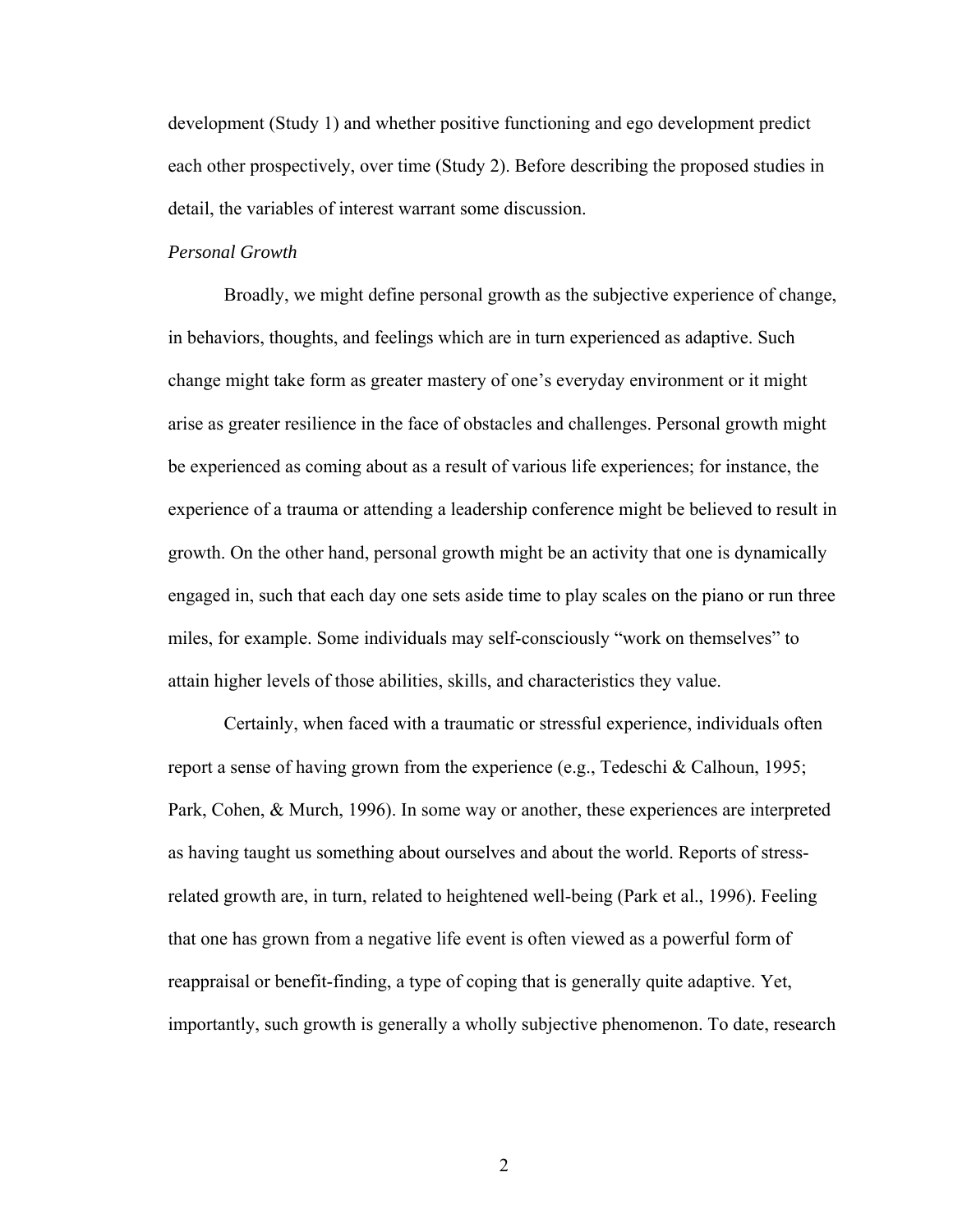development (Study 1) and whether positive functioning and ego development predict each other prospectively, over time (Study 2). Before describing the proposed studies in detail, the variables of interest warrant some discussion.

### *Personal Growth*

Broadly, we might define personal growth as the subjective experience of change, in behaviors, thoughts, and feelings which are in turn experienced as adaptive. Such change might take form as greater mastery of one's everyday environment or it might arise as greater resilience in the face of obstacles and challenges. Personal growth might be experienced as coming about as a result of various life experiences; for instance, the experience of a trauma or attending a leadership conference might be believed to result in growth. On the other hand, personal growth might be an activity that one is dynamically engaged in, such that each day one sets aside time to play scales on the piano or run three miles, for example. Some individuals may self-consciously "work on themselves" to attain higher levels of those abilities, skills, and characteristics they value.

Certainly, when faced with a traumatic or stressful experience, individuals often report a sense of having grown from the experience (e.g., Tedeschi & Calhoun, 1995; Park, Cohen, & Murch, 1996). In some way or another, these experiences are interpreted as having taught us something about ourselves and about the world. Reports of stress-related growth are, in turn, related to heightened well-being (Park et al., 1996). Feeling that one has grown from a negative life event is often viewed as a powerful form of reappraisal or benefit-finding, a type of coping that is generally quite adaptive. Yet, importantly, such growth is generally a wholly subjective phenomenon. To date, research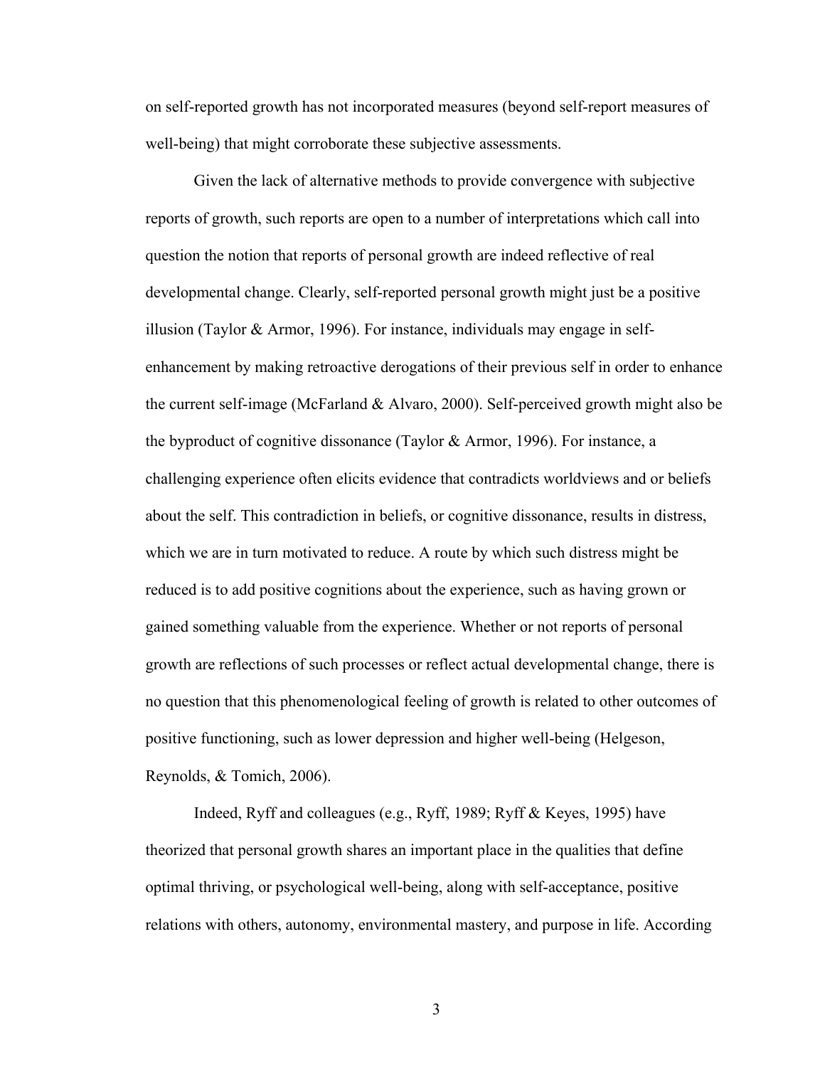on self-reported growth has not incorporated measures (beyond self-report measures of well-being) that might corroborate these subjective assessments.

Given the lack of alternative methods to provide convergence with subjective reports of growth, such reports are open to a number of interpretations which call into question the notion that reports of personal growth are indeed reflective of real developmental change. Clearly, self-reported personal growth might just be a positive illusion (Taylor & Armor, 1996). For instance, individuals may engage in self-enhancement by making retroactive derogations of their previous self in order to enhance the current self-image (McFarland & Alvaro, 2000). Self-perceived growth might also be the byproduct of cognitive dissonance (Taylor & Armor, 1996). For instance, a challenging experience often elicits evidence that contradicts worldviews and or beliefs about the self. This contradiction in beliefs, or cognitive dissonance, results in distress, which we are in turn motivated to reduce. A route by which such distress might be reduced is to add positive cognitions about the experience, such as having grown or gained something valuable from the experience. Whether or not reports of personal growth are reflections of such processes or reflect actual developmental change, there is no question that this phenomenological feeling of growth is related to other outcomes of positive functioning, such as lower depression and higher well-being (Helgeson, Reynolds, & Tomich, 2006).

Indeed, Ryff and colleagues (e.g., Ryff, 1989; Ryff & Keyes, 1995) have theorized that personal growth shares an important place in the qualities that define optimal thriving, or psychological well-being, along with self-acceptance, positive relations with others, autonomy, environmental mastery, and purpose in life. According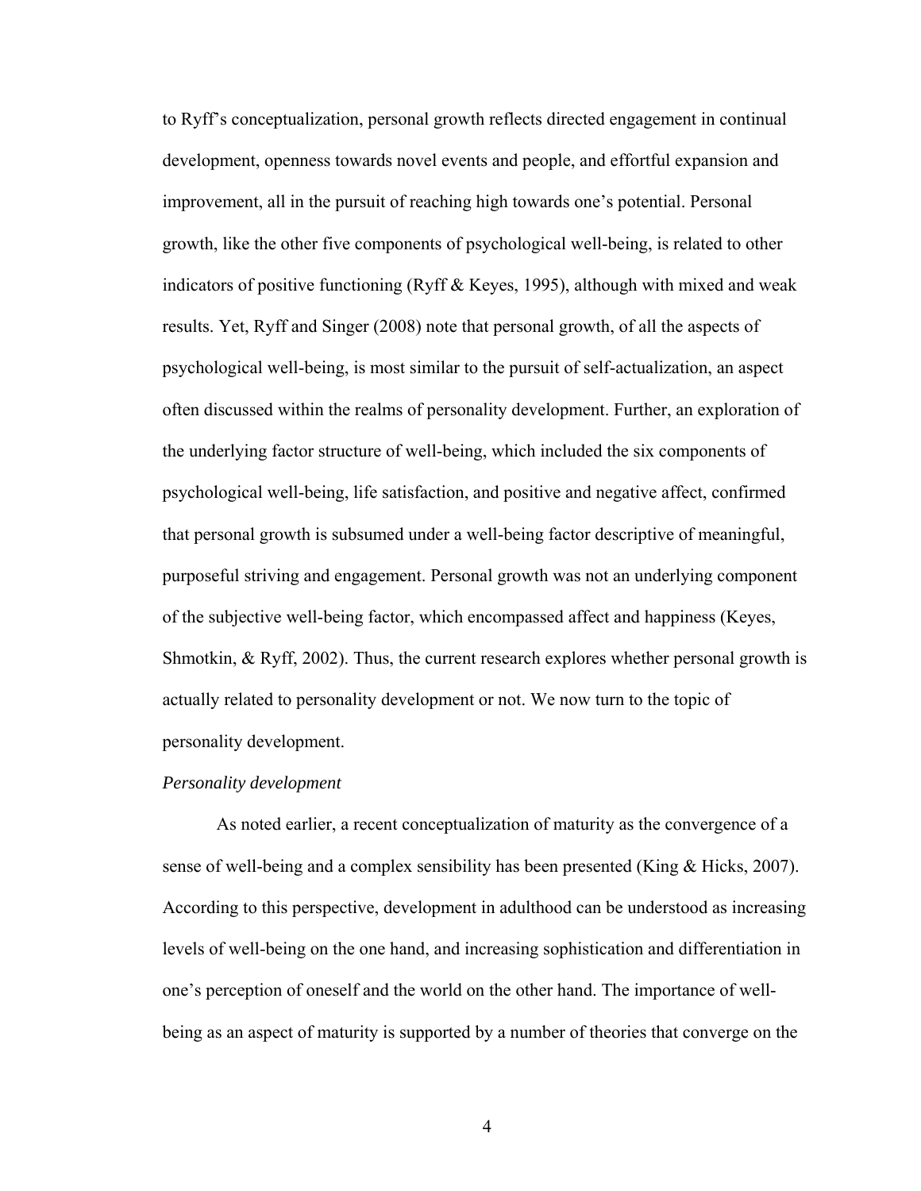to Ryff's conceptualization, personal growth reflects directed engagement in continual development, openness towards novel events and people, and effortful expansion and improvement, all in the pursuit of reaching high towards one's potential. Personal growth, like the other five components of psychological well-being, is related to other indicators of positive functioning (Ryff & Keyes, 1995), although with mixed and weak results. Yet, Ryff and Singer (2008) note that personal growth, of all the aspects of psychological well-being, is most similar to the pursuit of self-actualization, an aspect often discussed within the realms of personality development. Further, an exploration of the underlying factor structure of well-being, which included the six components of psychological well-being, life satisfaction, and positive and negative affect, confirmed that personal growth is subsumed under a well-being factor descriptive of meaningful, purposeful striving and engagement. Personal growth was not an underlying component of the subjective well-being factor, which encompassed affect and happiness (Keyes, Shmotkin, & Ryff, 2002). Thus, the current research explores whether personal growth is actually related to personality development or not. We now turn to the topic of personality development.

*Personality development*

As noted earlier, a recent conceptualization of maturity as the convergence of a sense of well-being and a complex sensibility has been presented (King & Hicks, 2007). According to this perspective, development in adulthood can be understood as increasing levels of well-being on the one hand, and increasing sophistication and differentiation in one's perception of oneself and the world on the other hand. The importance of well-being as an aspect of maturity is supported by a number of theories that converge on the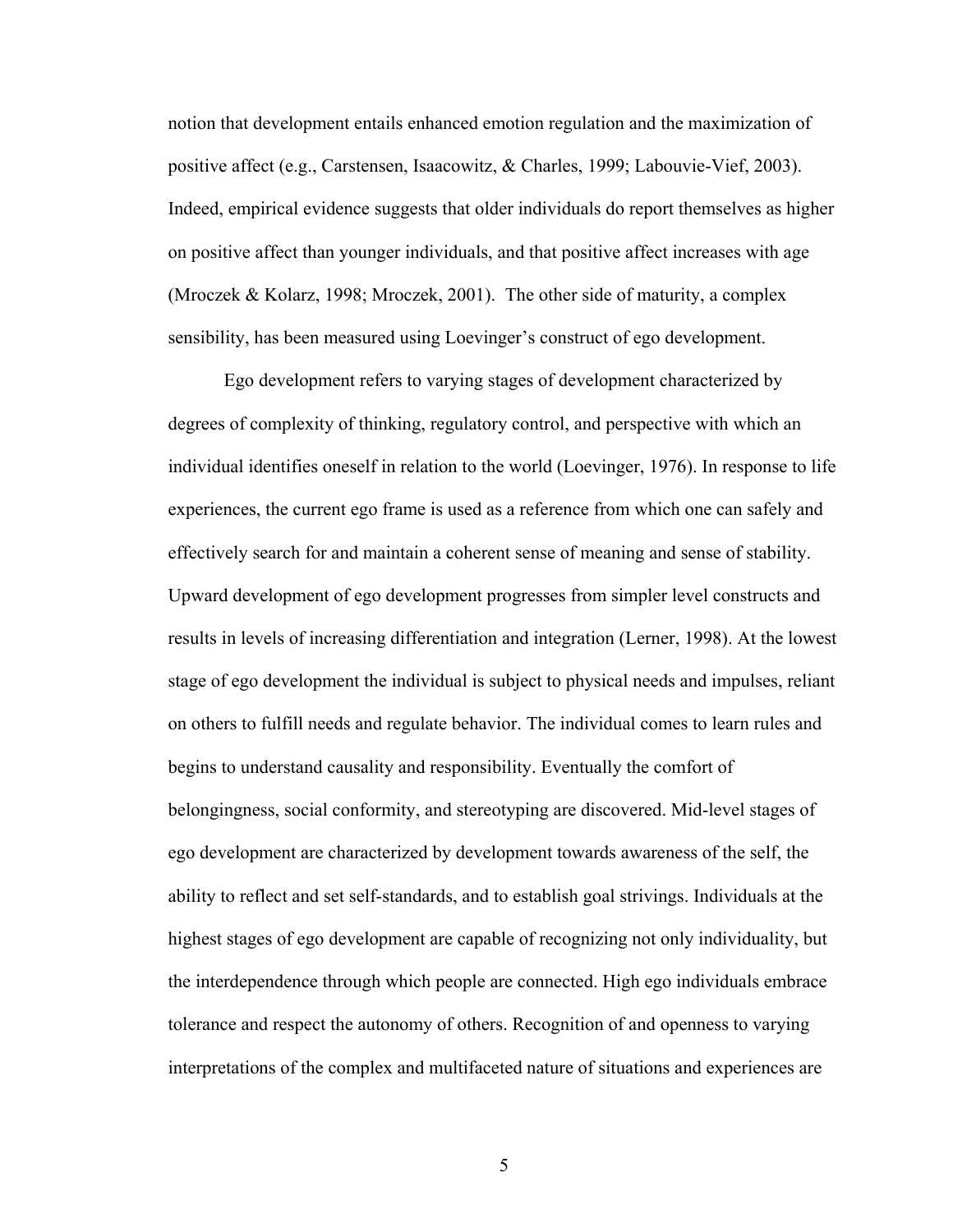notion that development entails enhanced emotion regulation and the maximization of positive affect (e.g., Carstensen, Isaacowitz, & Charles, 1999; Labouvie-Vief, 2003). Indeed, empirical evidence suggests that older individuals do report themselves as higher on positive affect than younger individuals, and that positive affect increases with age (Mroczek & Kolarz, 1998; Mroczek, 2001). The other side of maturity, a complex sensibility, has been measured using Loevinger's construct of ego development.

Ego development refers to varying stages of development characterized by degrees of complexity of thinking, regulatory control, and perspective with which an individual identifies oneself in relation to the world (Loevinger, 1976). In response to life experiences, the current ego frame is used as a reference from which one can safely and effectively search for and maintain a coherent sense of meaning and sense of stability. Upward development of ego development progresses from simpler level constructs and results in levels of increasing differentiation and integration (Lerner, 1998). At the lowest stage of ego development the individual is subject to physical needs and impulses, reliant on others to fulfill needs and regulate behavior. The individual comes to learn rules and begins to understand causality and responsibility. Eventually the comfort of belongingness, social conformity, and stereotyping are discovered. Mid-level stages of ego development are characterized by development towards awareness of the self, the ability to reflect and set self-standards, and to establish goal strivings. Individuals at the highest stages of ego development are capable of recognizing not only individuality, but the interdependence through which people are connected. High ego individuals embrace tolerance and respect the autonomy of others. Recognition of and openness to varying interpretations of the complex and multifaceted nature of situations and experiences are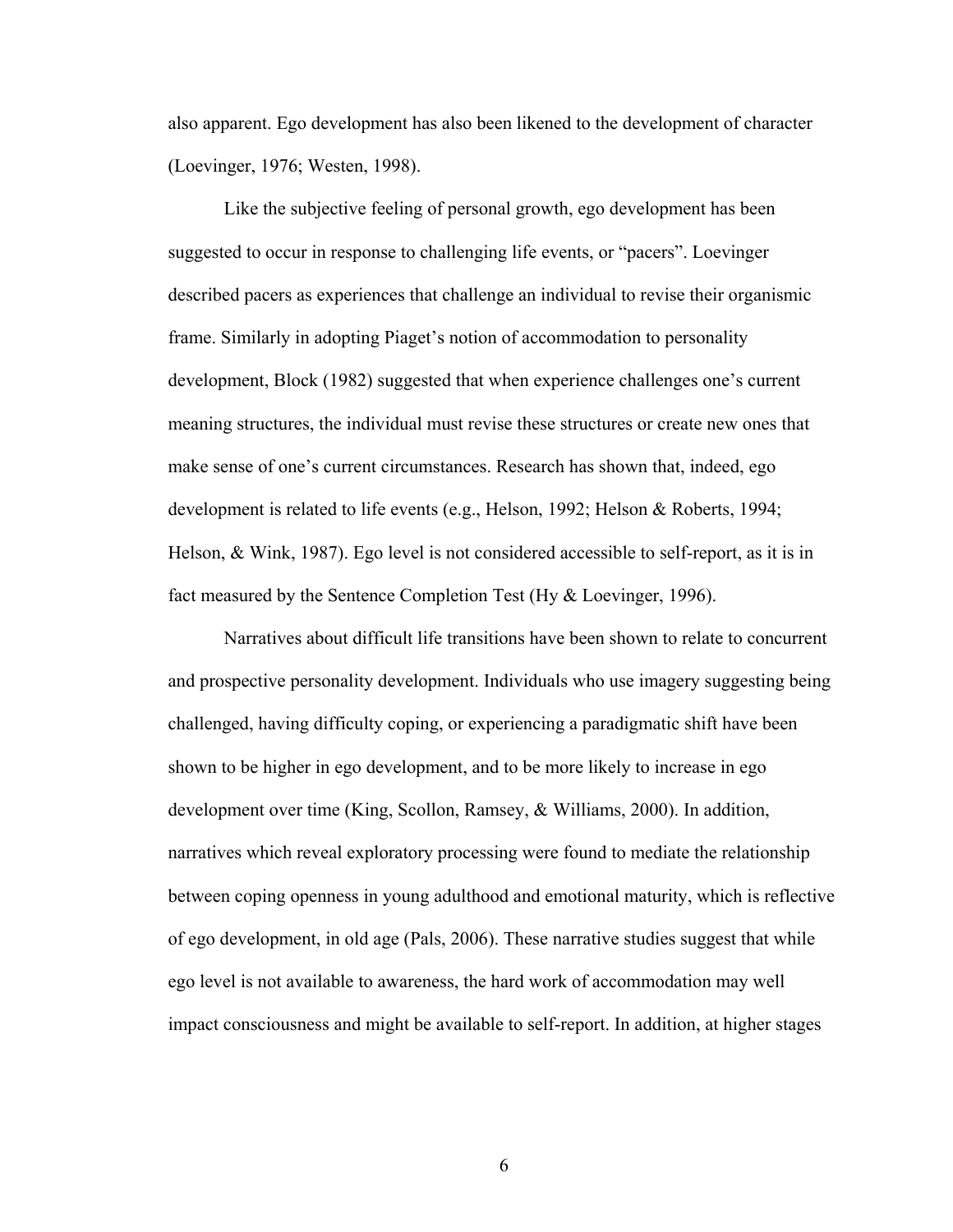also apparent. Ego development has also been likened to the development of character (Loevinger, 1976; Westen, 1998).

Like the subjective feeling of personal growth, ego development has been suggested to occur in response to challenging life events, or "pacers". Loevinger described pacers as experiences that challenge an individual to revise their organismic frame. Similarly in adopting Piaget's notion of accommodation to personality development, Block (1982) suggested that when experience challenges one's current meaning structures, the individual must revise these structures or create new ones that make sense of one's current circumstances. Research has shown that, indeed, ego development is related to life events (e.g., Helson, 1992; Helson & Roberts, 1994; Helson, & Wink, 1987). Ego level is not considered accessible to self-report, as it is in fact measured by the Sentence Completion Test (Hy & Loevinger, 1996).

Narratives about difficult life transitions have been shown to relate to concurrent and prospective personality development. Individuals who use imagery suggesting being challenged, having difficulty coping, or experiencing a paradigmatic shift have been shown to be higher in ego development, and to be more likely to increase in ego development over time (King, Scollon, Ramsey, & Williams, 2000). In addition, narratives which reveal exploratory processing were found to mediate the relationship between coping openness in young adulthood and emotional maturity, which is reflective of ego development, in old age (Pals, 2006). These narrative studies suggest that while ego level is not available to awareness, the hard work of accommodation may well impact consciousness and might be available to self-report. In addition, at higher stages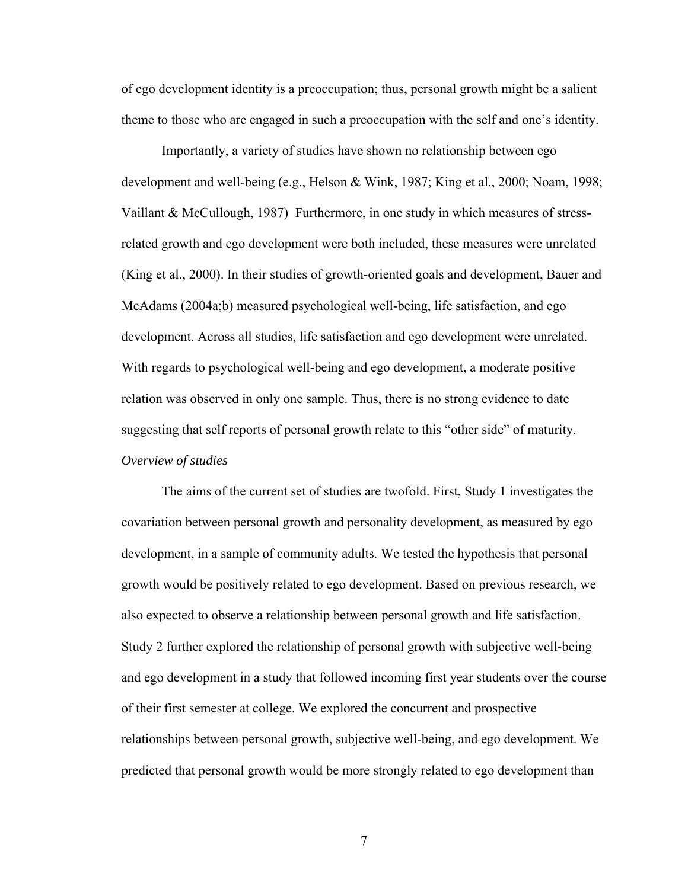of ego development identity is a preoccupation; thus, personal growth might be a salient theme to those who are engaged in such a preoccupation with the self and one's identity.

Importantly, a variety of studies have shown no relationship between ego development and well-being (e.g., Helson & Wink, 1987; King et al., 2000; Noam, 1998; Vaillant & McCullough, 1987)  Furthermore, in one study in which measures of stress-related growth and ego development were both included, these measures were unrelated (King et al., 2000). In their studies of growth-oriented goals and development, Bauer and McAdams (2004a;b) measured psychological well-being, life satisfaction, and ego development. Across all studies, life satisfaction and ego development were unrelated. With regards to psychological well-being and ego development, a moderate positive relation was observed in only one sample. Thus, there is no strong evidence to date suggesting that self reports of personal growth relate to this "other side" of maturity.

*Overview of studies*

The aims of the current set of studies are twofold. First, Study 1 investigates the covariation between personal growth and personality development, as measured by ego development, in a sample of community adults. We tested the hypothesis that personal growth would be positively related to ego development. Based on previous research, we also expected to observe a relationship between personal growth and life satisfaction. Study 2 further explored the relationship of personal growth with subjective well-being and ego development in a study that followed incoming first year students over the course of their first semester at college. We explored the concurrent and prospective relationships between personal growth, subjective well-being, and ego development. We predicted that personal growth would be more strongly related to ego development than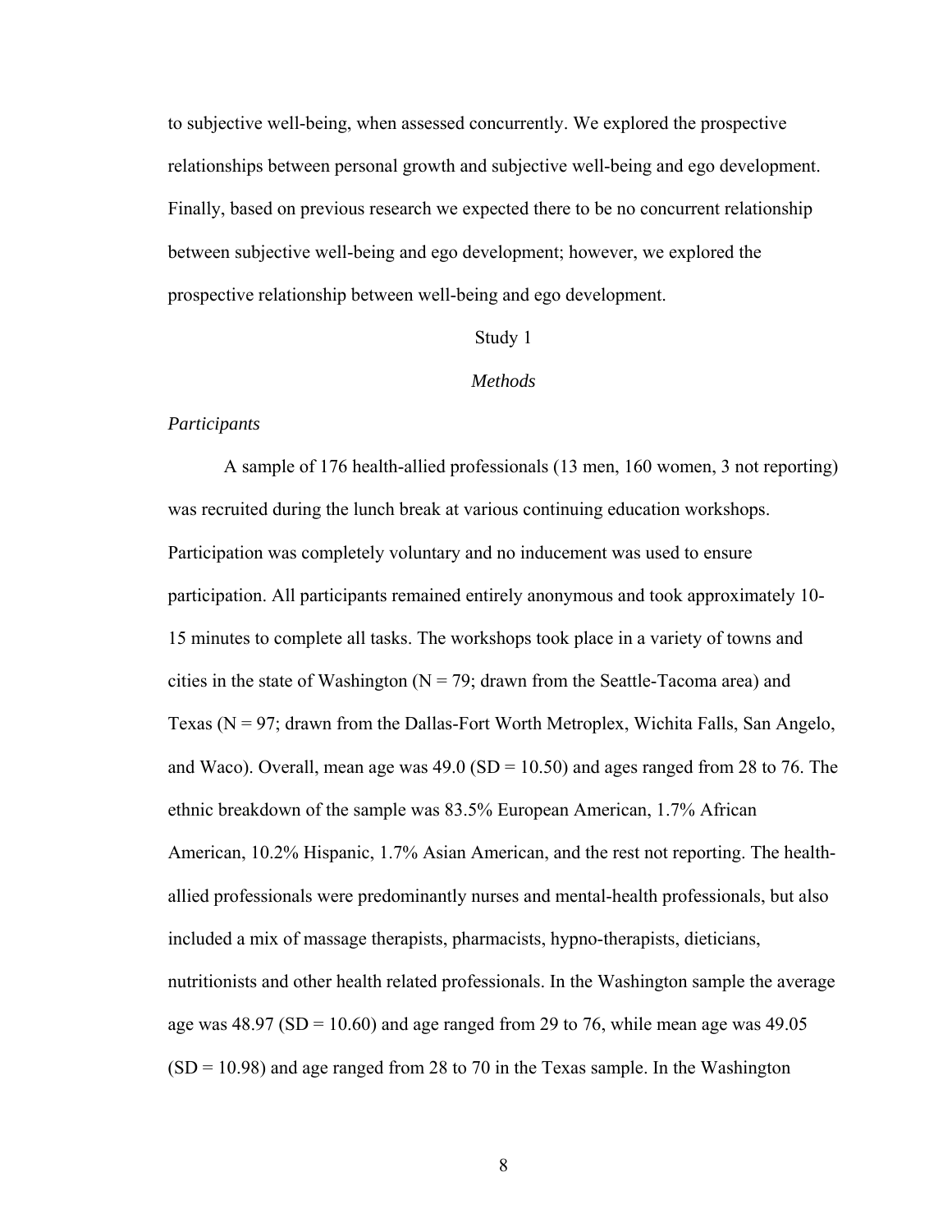to subjective well-being, when assessed concurrently. We explored the prospective relationships between personal growth and subjective well-being and ego development. Finally, based on previous research we expected there to be no concurrent relationship between subjective well-being and ego development; however, we explored the prospective relationship between well-being and ego development.

# Study 1

## *Methods*

### *Participants*

A sample of 176 health-allied professionals (13 men, 160 women, 3 not reporting) was recruited during the lunch break at various continuing education workshops. Participation was completely voluntary and no inducement was used to ensure participation. All participants remained entirely anonymous and took approximately 10-15 minutes to complete all tasks. The workshops took place in a variety of towns and cities in the state of Washington (N = 79; drawn from the Seattle-Tacoma area) and Texas (N = 97; drawn from the Dallas-Fort Worth Metroplex, Wichita Falls, San Angelo, and Waco). Overall, mean age was 49.0 (SD = 10.50) and ages ranged from 28 to 76. The ethnic breakdown of the sample was 83.5% European American, 1.7% African American, 10.2% Hispanic, 1.7% Asian American, and the rest not reporting. The health-allied professionals were predominantly nurses and mental-health professionals, but also included a mix of massage therapists, pharmacists, hypno-therapists, dieticians, nutritionists and other health related professionals. In the Washington sample the average age was 48.97 (SD = 10.60) and age ranged from 29 to 76, while mean age was 49.05 (SD = 10.98) and age ranged from 28 to 70 in the Texas sample. In the Washington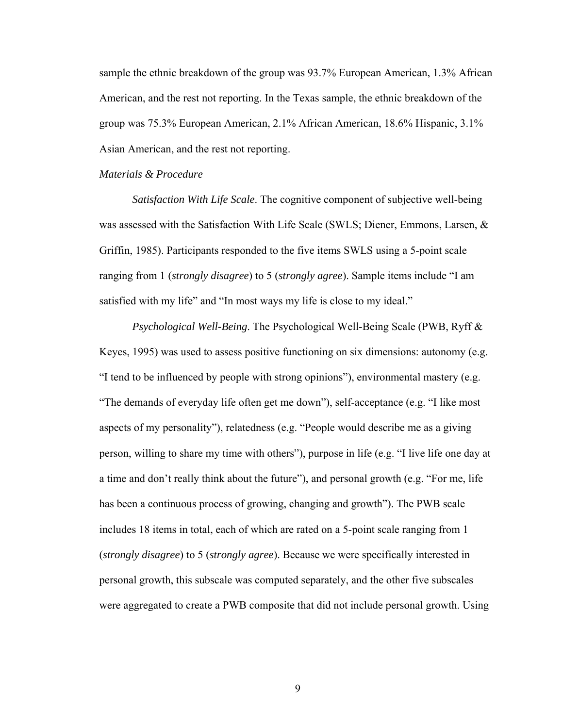sample the ethnic breakdown of the group was 93.7% European American, 1.3% African American, and the rest not reporting. In the Texas sample, the ethnic breakdown of the group was 75.3% European American, 2.1% African American, 18.6% Hispanic, 3.1% Asian American, and the rest not reporting.

*Materials & Procedure*

*Satisfaction With Life Scale*. The cognitive component of subjective well-being was assessed with the Satisfaction With Life Scale (SWLS; Diener, Emmons, Larsen, & Griffin, 1985). Participants responded to the five items SWLS using a 5-point scale ranging from 1 (*strongly disagree*) to 5 (*strongly agree*). Sample items include "I am satisfied with my life" and "In most ways my life is close to my ideal."

*Psychological Well-Being*. The Psychological Well-Being Scale (PWB, Ryff & Keyes, 1995) was used to assess positive functioning on six dimensions: autonomy (e.g. "I tend to be influenced by people with strong opinions"), environmental mastery (e.g. "The demands of everyday life often get me down"), self-acceptance (e.g. "I like most aspects of my personality"), relatedness (e.g. "People would describe me as a giving person, willing to share my time with others"), purpose in life (e.g. "I live life one day at a time and don't really think about the future"), and personal growth (e.g. "For me, life has been a continuous process of growing, changing and growth"). The PWB scale includes 18 items in total, each of which are rated on a 5-point scale ranging from 1 (*strongly disagree*) to 5 (*strongly agree*). Because we were specifically interested in personal growth, this subscale was computed separately, and the other five subscales were aggregated to create a PWB composite that did not include personal growth. Using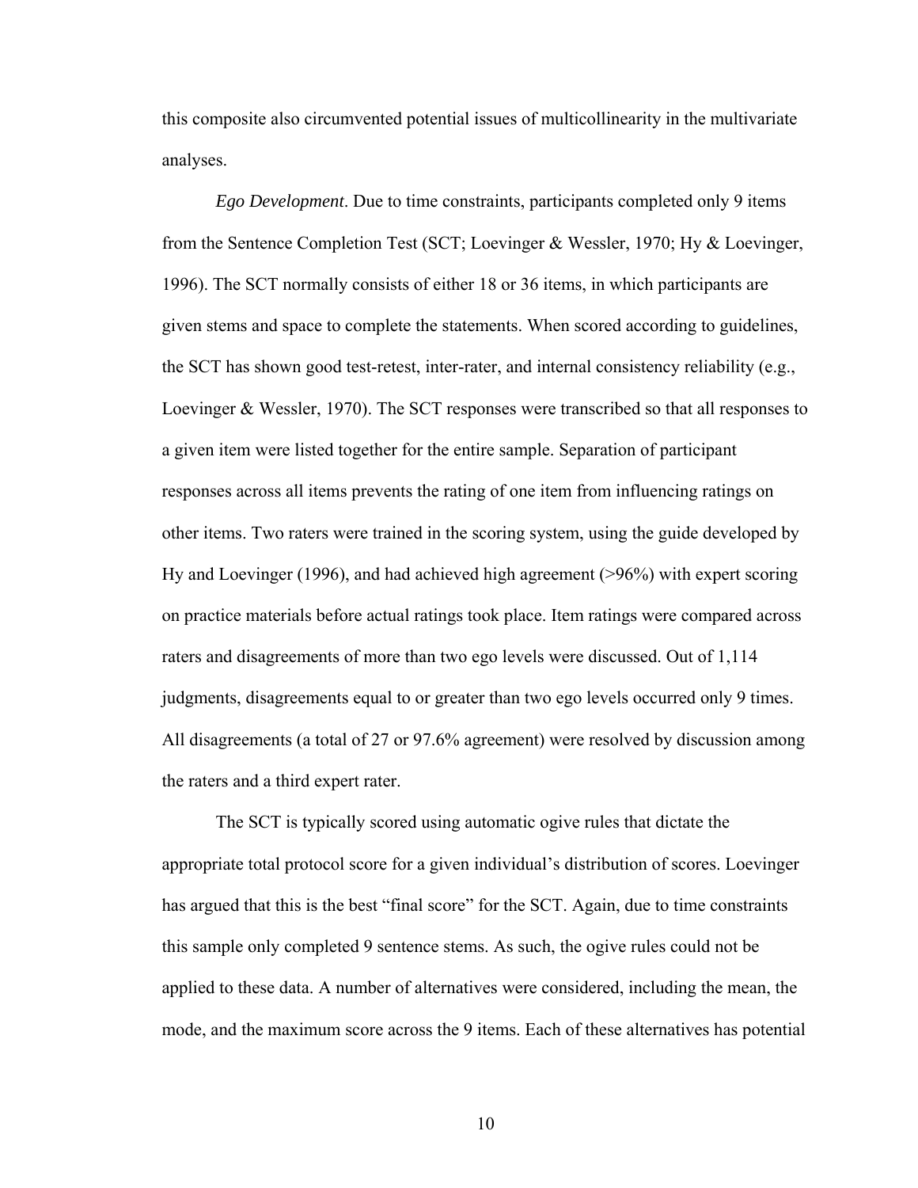this composite also circumvented potential issues of multicollinearity in the multivariate analyses.

*Ego Development*. Due to time constraints, participants completed only 9 items from the Sentence Completion Test (SCT; Loevinger & Wessler, 1970; Hy & Loevinger, 1996). The SCT normally consists of either 18 or 36 items, in which participants are given stems and space to complete the statements. When scored according to guidelines, the SCT has shown good test-retest, inter-rater, and internal consistency reliability (e.g., Loevinger & Wessler, 1970). The SCT responses were transcribed so that all responses to a given item were listed together for the entire sample. Separation of participant responses across all items prevents the rating of one item from influencing ratings on other items. Two raters were trained in the scoring system, using the guide developed by Hy and Loevinger (1996), and had achieved high agreement (>96%) with expert scoring on practice materials before actual ratings took place. Item ratings were compared across raters and disagreements of more than two ego levels were discussed. Out of 1,114 judgments, disagreements equal to or greater than two ego levels occurred only 9 times. All disagreements (a total of 27 or 97.6% agreement) were resolved by discussion among the raters and a third expert rater.

The SCT is typically scored using automatic ogive rules that dictate the appropriate total protocol score for a given individual's distribution of scores. Loevinger has argued that this is the best "final score" for the SCT. Again, due to time constraints this sample only completed 9 sentence stems. As such, the ogive rules could not be applied to these data. A number of alternatives were considered, including the mean, the mode, and the maximum score across the 9 items. Each of these alternatives has potential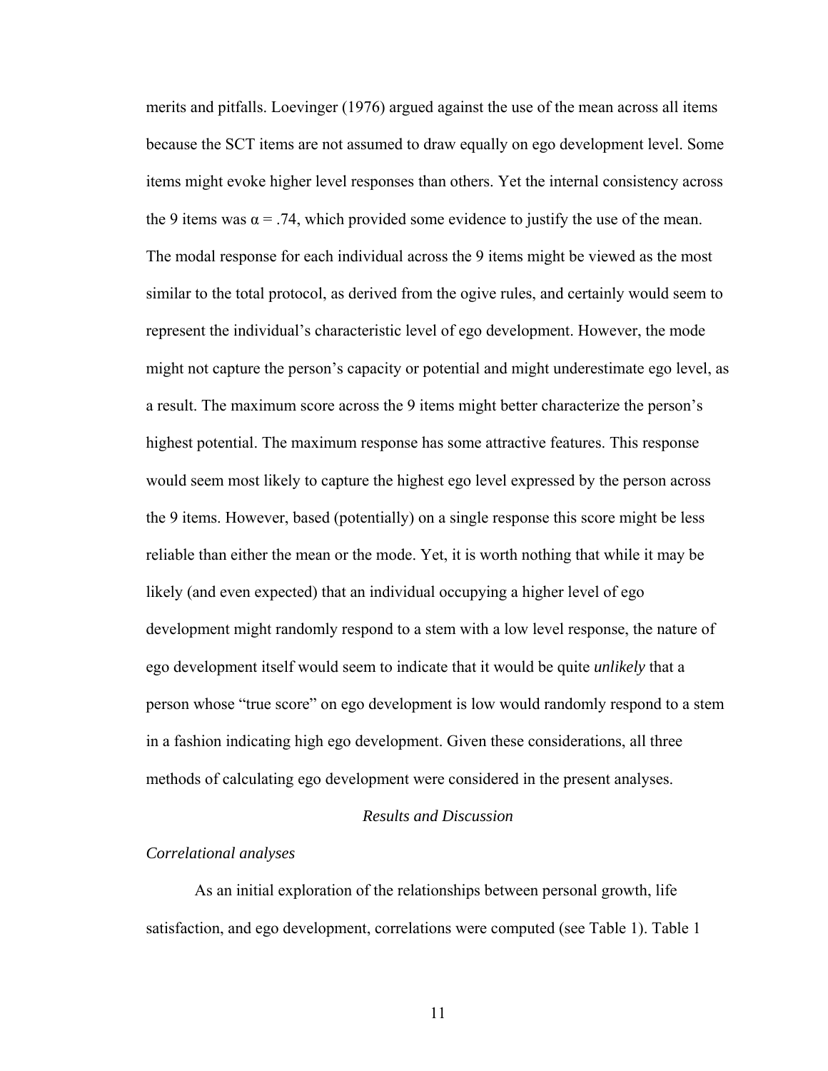merits and pitfalls. Loevinger (1976) argued against the use of the mean across all items because the SCT items are not assumed to draw equally on ego development level. Some items might evoke higher level responses than others. Yet the internal consistency across the 9 items was $\alpha = .74$, which provided some evidence to justify the use of the mean. The modal response for each individual across the 9 items might be viewed as the most similar to the total protocol, as derived from the ogive rules, and certainly would seem to represent the individual's characteristic level of ego development. However, the mode might not capture the person's capacity or potential and might underestimate ego level, as a result. The maximum score across the 9 items might better characterize the person's highest potential. The maximum response has some attractive features. This response would seem most likely to capture the highest ego level expressed by the person across the 9 items. However, based (potentially) on a single response this score might be less reliable than either the mean or the mode. Yet, it is worth nothing that while it may be likely (and even expected) that an individual occupying a higher level of ego development might randomly respond to a stem with a low level response, the nature of ego development itself would seem to indicate that it would be quite *unlikely* that a person whose "true score" on ego development is low would randomly respond to a stem in a fashion indicating high ego development. Given these considerations, all three methods of calculating ego development were considered in the present analyses.

## *Results and Discussion*

### *Correlational analyses*

As an initial exploration of the relationships between personal growth, life satisfaction, and ego development, correlations were computed (see Table 1). Table 1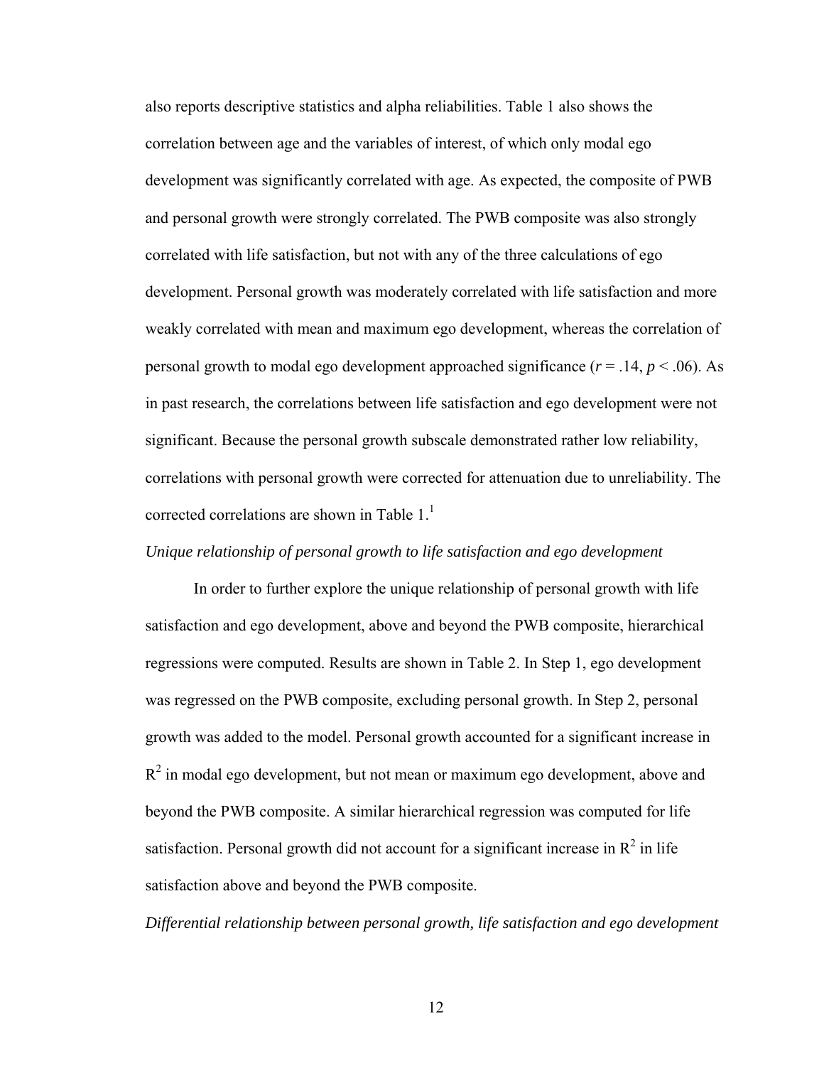also reports descriptive statistics and alpha reliabilities. Table 1 also shows the correlation between age and the variables of interest, of which only modal ego development was significantly correlated with age. As expected, the composite of PWB and personal growth were strongly correlated. The PWB composite was also strongly correlated with life satisfaction, but not with any of the three calculations of ego development. Personal growth was moderately correlated with life satisfaction and more weakly correlated with mean and maximum ego development, whereas the correlation of personal growth to modal ego development approached significance ($r = .14$, $p < .06$). As in past research, the correlations between life satisfaction and ego development were not significant. Because the personal growth subscale demonstrated rather low reliability, correlations with personal growth were corrected for attenuation due to unreliability. The corrected correlations are shown in Table 1.[1]

*Unique relationship of personal growth to life satisfaction and ego development*

In order to further explore the unique relationship of personal growth with life satisfaction and ego development, above and beyond the PWB composite, hierarchical regressions were computed. Results are shown in Table 2. In Step 1, ego development was regressed on the PWB composite, excluding personal growth. In Step 2, personal growth was added to the model. Personal growth accounted for a significant increase in $R^2$ in modal ego development, but not mean or maximum ego development, above and beyond the PWB composite. A similar hierarchical regression was computed for life satisfaction. Personal growth did not account for a significant increase in $R^2$ in life satisfaction above and beyond the PWB composite.

*Differential relationship between personal growth, life satisfaction and ego development*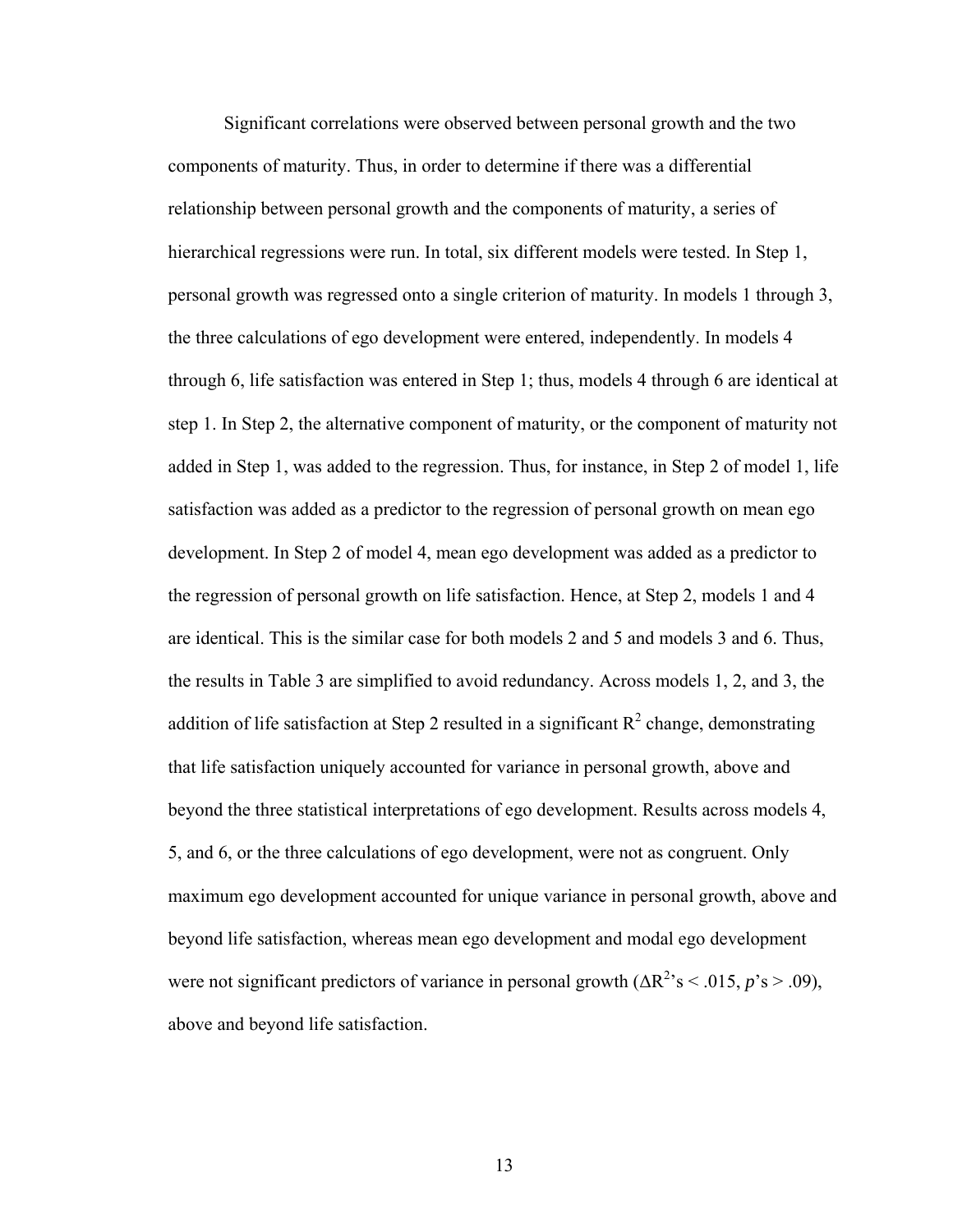Significant correlations were observed between personal growth and the two components of maturity. Thus, in order to determine if there was a differential relationship between personal growth and the components of maturity, a series of hierarchical regressions were run. In total, six different models were tested. In Step 1, personal growth was regressed onto a single criterion of maturity. In models 1 through 3, the three calculations of ego development were entered, independently. In models 4 through 6, life satisfaction was entered in Step 1; thus, models 4 through 6 are identical at step 1. In Step 2, the alternative component of maturity, or the component of maturity not added in Step 1, was added to the regression. Thus, for instance, in Step 2 of model 1, life satisfaction was added as a predictor to the regression of personal growth on mean ego development. In Step 2 of model 4, mean ego development was added as a predictor to the regression of personal growth on life satisfaction. Hence, at Step 2, models 1 and 4 are identical. This is the similar case for both models 2 and 5 and models 3 and 6. Thus, the results in Table 3 are simplified to avoid redundancy. Across models 1, 2, and 3, the addition of life satisfaction at Step 2 resulted in a significant $R^2$ change, demonstrating that life satisfaction uniquely accounted for variance in personal growth, above and beyond the three statistical interpretations of ego development. Results across models 4, 5, and 6, or the three calculations of ego development, were not as congruent. Only maximum ego development accounted for unique variance in personal growth, above and beyond life satisfaction, whereas mean ego development and modal ego development were not significant predictors of variance in personal growth ($\Delta R^2$'s < .015, *p*'s > .09), above and beyond life satisfaction.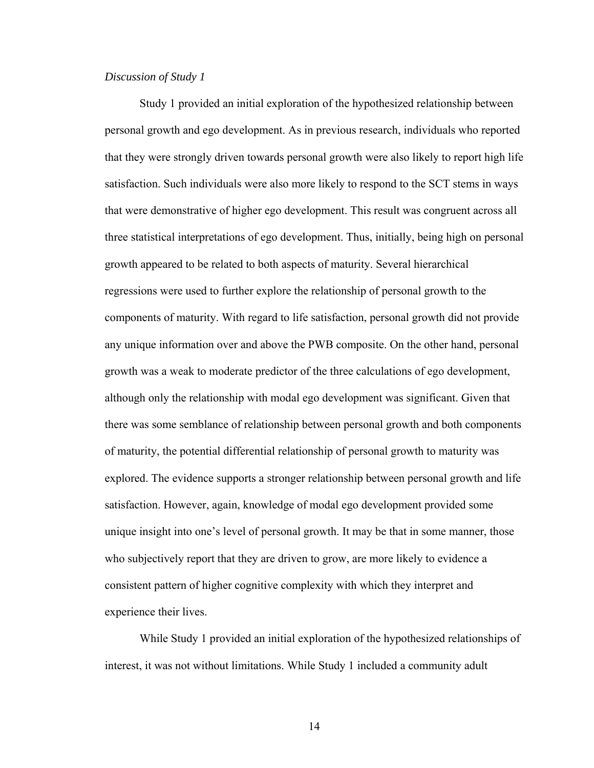*Discussion of Study 1*

Study 1 provided an initial exploration of the hypothesized relationship between personal growth and ego development. As in previous research, individuals who reported that they were strongly driven towards personal growth were also likely to report high life satisfaction. Such individuals were also more likely to respond to the SCT stems in ways that were demonstrative of higher ego development. This result was congruent across all three statistical interpretations of ego development. Thus, initially, being high on personal growth appeared to be related to both aspects of maturity. Several hierarchical regressions were used to further explore the relationship of personal growth to the components of maturity. With regard to life satisfaction, personal growth did not provide any unique information over and above the PWB composite. On the other hand, personal growth was a weak to moderate predictor of the three calculations of ego development, although only the relationship with modal ego development was significant. Given that there was some semblance of relationship between personal growth and both components of maturity, the potential differential relationship of personal growth to maturity was explored. The evidence supports a stronger relationship between personal growth and life satisfaction. However, again, knowledge of modal ego development provided some unique insight into one's level of personal growth. It may be that in some manner, those who subjectively report that they are driven to grow, are more likely to evidence a consistent pattern of higher cognitive complexity with which they interpret and experience their lives.

While Study 1 provided an initial exploration of the hypothesized relationships of interest, it was not without limitations. While Study 1 included a community adult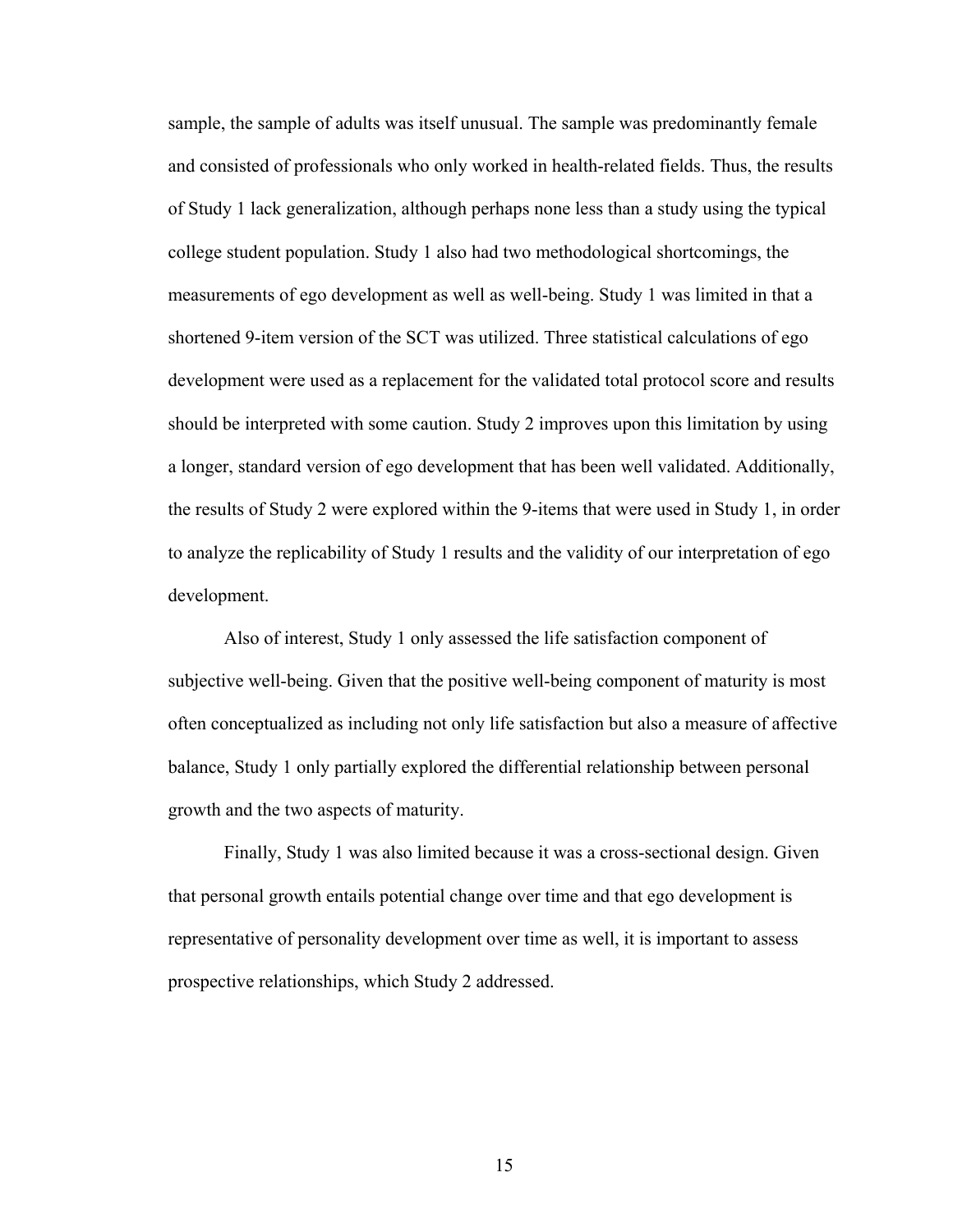sample, the sample of adults was itself unusual. The sample was predominantly female and consisted of professionals who only worked in health-related fields. Thus, the results of Study 1 lack generalization, although perhaps none less than a study using the typical college student population. Study 1 also had two methodological shortcomings, the measurements of ego development as well as well-being. Study 1 was limited in that a shortened 9-item version of the SCT was utilized. Three statistical calculations of ego development were used as a replacement for the validated total protocol score and results should be interpreted with some caution. Study 2 improves upon this limitation by using a longer, standard version of ego development that has been well validated. Additionally, the results of Study 2 were explored within the 9-items that were used in Study 1, in order to analyze the replicability of Study 1 results and the validity of our interpretation of ego development.

Also of interest, Study 1 only assessed the life satisfaction component of subjective well-being. Given that the positive well-being component of maturity is most often conceptualized as including not only life satisfaction but also a measure of affective balance, Study 1 only partially explored the differential relationship between personal growth and the two aspects of maturity.

Finally, Study 1 was also limited because it was a cross-sectional design. Given that personal growth entails potential change over time and that ego development is representative of personality development over time as well, it is important to assess prospective relationships, which Study 2 addressed.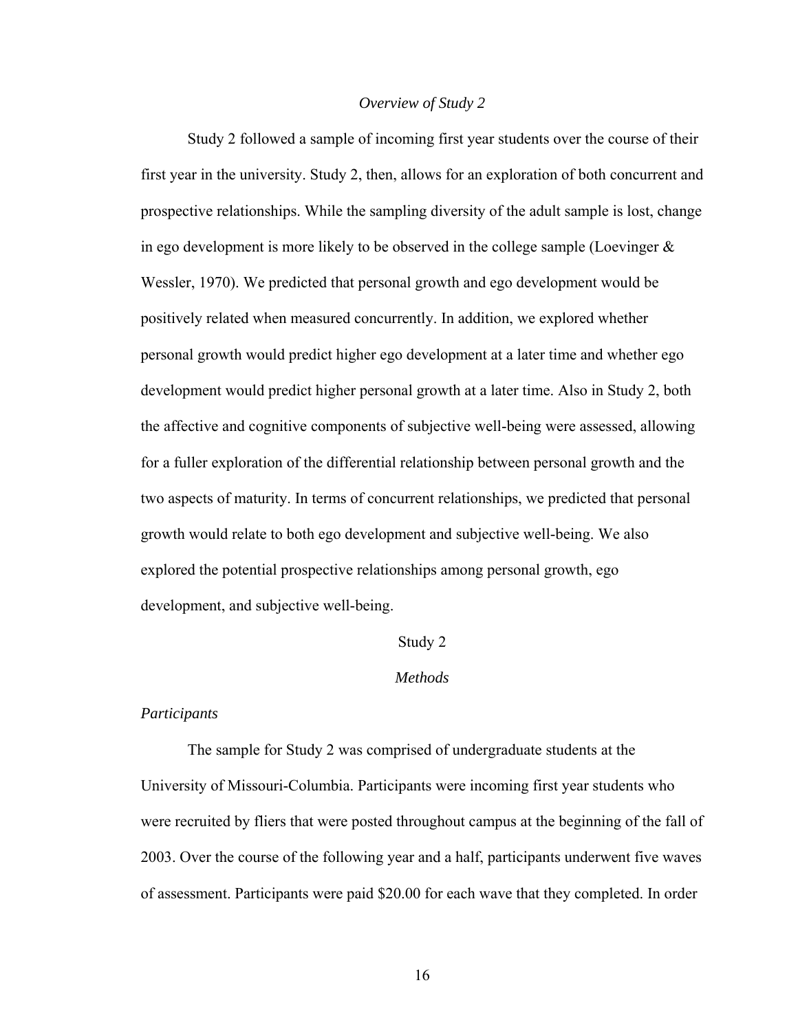*Overview of Study 2*

Study 2 followed a sample of incoming first year students over the course of their first year in the university. Study 2, then, allows for an exploration of both concurrent and prospective relationships. While the sampling diversity of the adult sample is lost, change in ego development is more likely to be observed in the college sample (Loevinger & Wessler, 1970). We predicted that personal growth and ego development would be positively related when measured concurrently. In addition, we explored whether personal growth would predict higher ego development at a later time and whether ego development would predict higher personal growth at a later time. Also in Study 2, both the affective and cognitive components of subjective well-being were assessed, allowing for a fuller exploration of the differential relationship between personal growth and the two aspects of maturity. In terms of concurrent relationships, we predicted that personal growth would relate to both ego development and subjective well-being. We also explored the potential prospective relationships among personal growth, ego development, and subjective well-being.

## Study 2

### *Methods*

#### *Participants*

The sample for Study 2 was comprised of undergraduate students at the University of Missouri-Columbia. Participants were incoming first year students who were recruited by fliers that were posted throughout campus at the beginning of the fall of 2003. Over the course of the following year and a half, participants underwent five waves of assessment. Participants were paid $20.00 for each wave that they completed. In order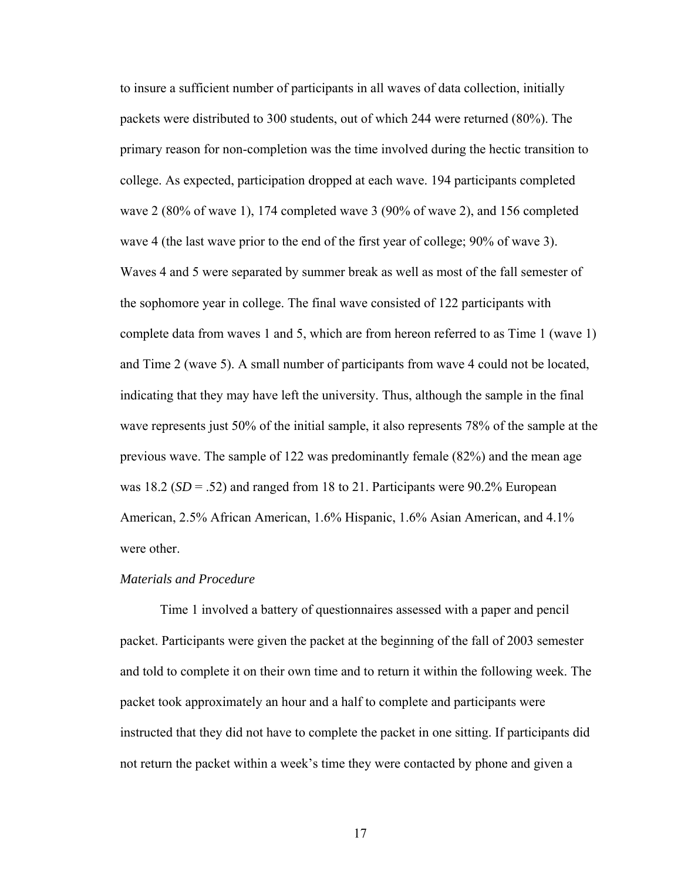to insure a sufficient number of participants in all waves of data collection, initially packets were distributed to 300 students, out of which 244 were returned (80%). The primary reason for non-completion was the time involved during the hectic transition to college. As expected, participation dropped at each wave. 194 participants completed wave 2 (80% of wave 1), 174 completed wave 3 (90% of wave 2), and 156 completed wave 4 (the last wave prior to the end of the first year of college; 90% of wave 3). Waves 4 and 5 were separated by summer break as well as most of the fall semester of the sophomore year in college. The final wave consisted of 122 participants with complete data from waves 1 and 5, which are from hereon referred to as Time 1 (wave 1) and Time 2 (wave 5). A small number of participants from wave 4 could not be located, indicating that they may have left the university. Thus, although the sample in the final wave represents just 50% of the initial sample, it also represents 78% of the sample at the previous wave. The sample of 122 was predominantly female (82%) and the mean age was 18.2 (*SD* = .52) and ranged from 18 to 21. Participants were 90.2% European American, 2.5% African American, 1.6% Hispanic, 1.6% Asian American, and 4.1% were other.

*Materials and Procedure*

Time 1 involved a battery of questionnaires assessed with a paper and pencil packet. Participants were given the packet at the beginning of the fall of 2003 semester and told to complete it on their own time and to return it within the following week. The packet took approximately an hour and a half to complete and participants were instructed that they did not have to complete the packet in one sitting. If participants did not return the packet within a week's time they were contacted by phone and given a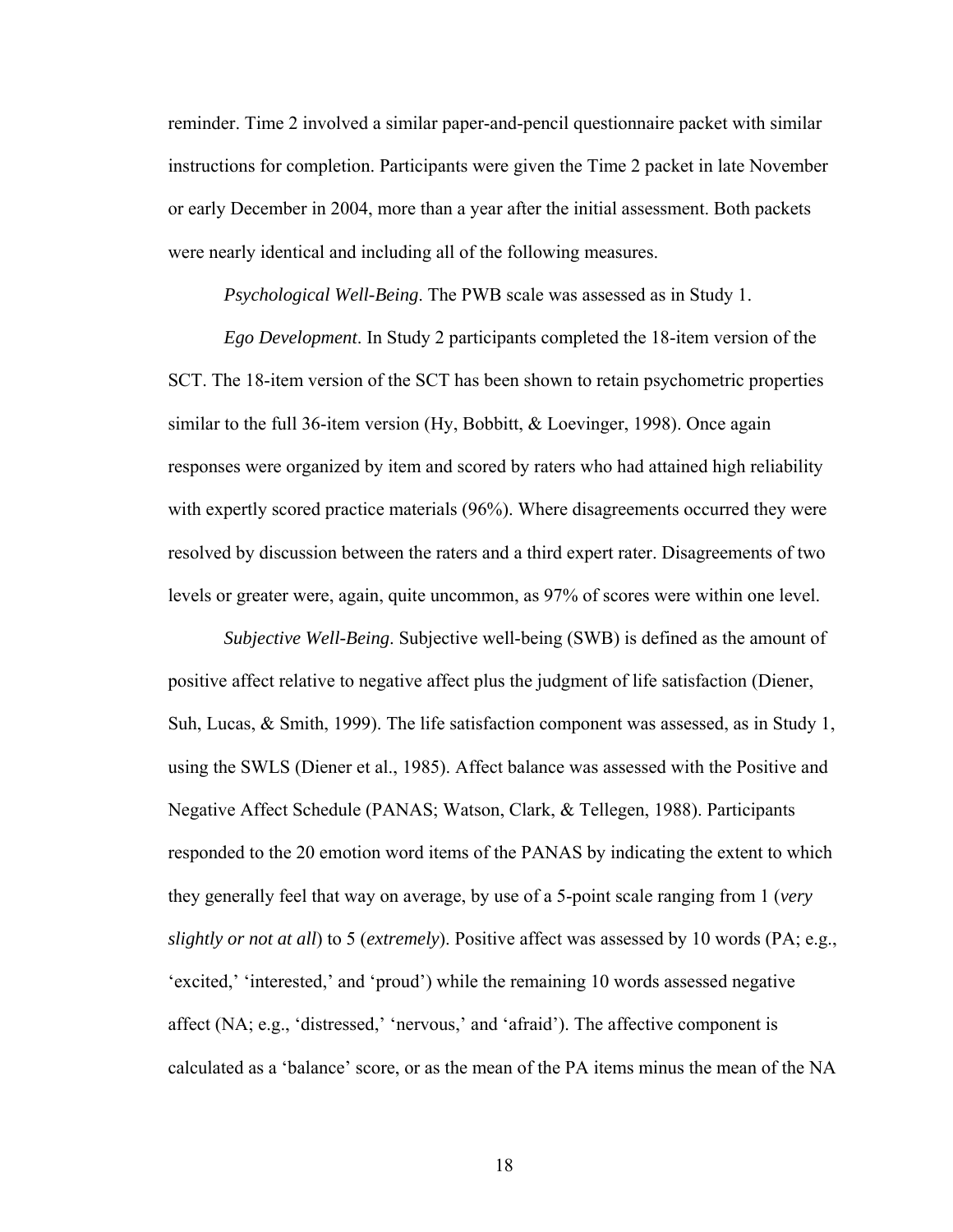reminder. Time 2 involved a similar paper-and-pencil questionnaire packet with similar instructions for completion. Participants were given the Time 2 packet in late November or early December in 2004, more than a year after the initial assessment. Both packets were nearly identical and including all of the following measures.

*Psychological Well-Being*. The PWB scale was assessed as in Study 1.

*Ego Development*. In Study 2 participants completed the 18-item version of the SCT. The 18-item version of the SCT has been shown to retain psychometric properties similar to the full 36-item version (Hy, Bobbitt, & Loevinger, 1998). Once again responses were organized by item and scored by raters who had attained high reliability with expertly scored practice materials (96%). Where disagreements occurred they were resolved by discussion between the raters and a third expert rater. Disagreements of two levels or greater were, again, quite uncommon, as 97% of scores were within one level.

*Subjective Well-Being*. Subjective well-being (SWB) is defined as the amount of positive affect relative to negative affect plus the judgment of life satisfaction (Diener, Suh, Lucas, & Smith, 1999). The life satisfaction component was assessed, as in Study 1, using the SWLS (Diener et al., 1985). Affect balance was assessed with the Positive and Negative Affect Schedule (PANAS; Watson, Clark, & Tellegen, 1988). Participants responded to the 20 emotion word items of the PANAS by indicating the extent to which they generally feel that way on average, by use of a 5-point scale ranging from 1 (*very slightly or not at all*) to 5 (*extremely*). Positive affect was assessed by 10 words (PA; e.g., 'excited,' 'interested,' and 'proud') while the remaining 10 words assessed negative affect (NA; e.g., 'distressed,' 'nervous,' and 'afraid'). The affective component is calculated as a 'balance' score, or as the mean of the PA items minus the mean of the NA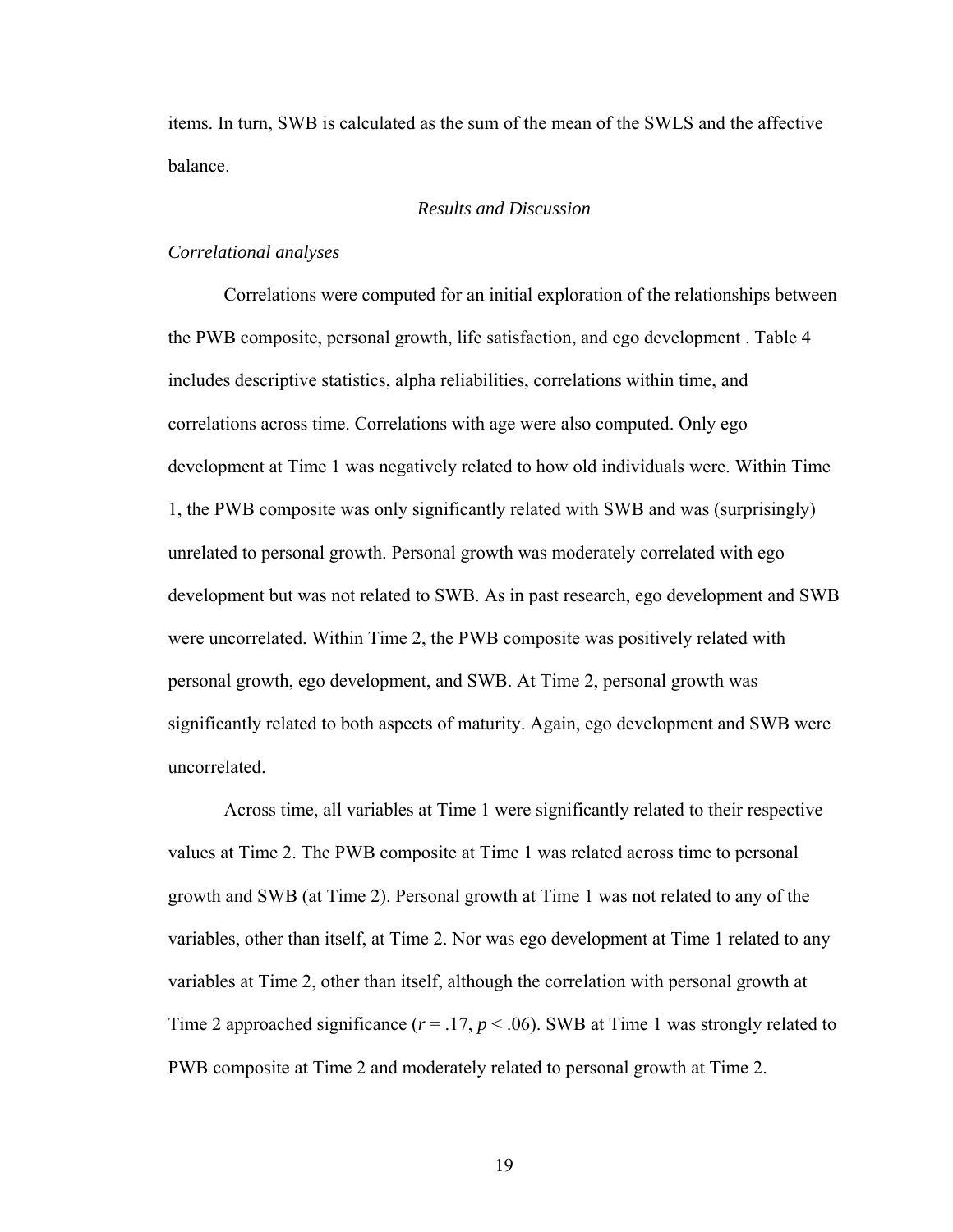items. In turn, SWB is calculated as the sum of the mean of the SWLS and the affective balance.

## *Results and Discussion*

### *Correlational analyses*

Correlations were computed for an initial exploration of the relationships between the PWB composite, personal growth, life satisfaction, and ego development . Table 4 includes descriptive statistics, alpha reliabilities, correlations within time, and correlations across time. Correlations with age were also computed. Only ego development at Time 1 was negatively related to how old individuals were. Within Time 1, the PWB composite was only significantly related with SWB and was (surprisingly) unrelated to personal growth. Personal growth was moderately correlated with ego development but was not related to SWB. As in past research, ego development and SWB were uncorrelated. Within Time 2, the PWB composite was positively related with personal growth, ego development, and SWB. At Time 2, personal growth was significantly related to both aspects of maturity. Again, ego development and SWB were uncorrelated.

Across time, all variables at Time 1 were significantly related to their respective values at Time 2. The PWB composite at Time 1 was related across time to personal growth and SWB (at Time 2). Personal growth at Time 1 was not related to any of the variables, other than itself, at Time 2. Nor was ego development at Time 1 related to any variables at Time 2, other than itself, although the correlation with personal growth at Time 2 approached significance ($r = .17$, $p < .06$). SWB at Time 1 was strongly related to PWB composite at Time 2 and moderately related to personal growth at Time 2.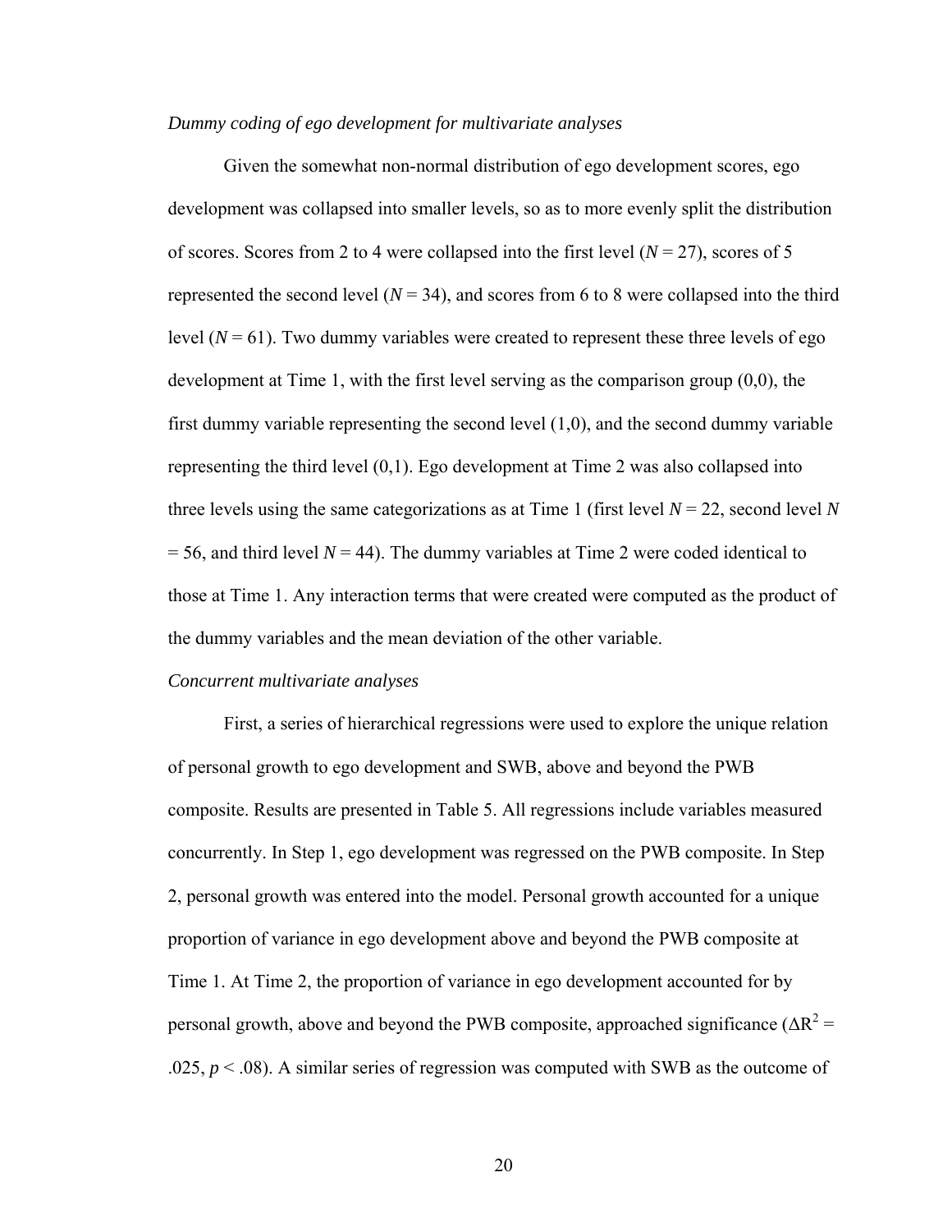*Dummy coding of ego development for multivariate analyses*

Given the somewhat non-normal distribution of ego development scores, ego development was collapsed into smaller levels, so as to more evenly split the distribution of scores. Scores from 2 to 4 were collapsed into the first level ($N = 27$), scores of 5 represented the second level ($N = 34$), and scores from 6 to 8 were collapsed into the third level ($N = 61$). Two dummy variables were created to represent these three levels of ego development at Time 1, with the first level serving as the comparison group (0,0), the first dummy variable representing the second level (1,0), and the second dummy variable representing the third level (0,1). Ego development at Time 2 was also collapsed into three levels using the same categorizations as at Time 1 (first level $N = 22$, second level $N = 56$, and third level $N = 44$). The dummy variables at Time 2 were coded identical to those at Time 1. Any interaction terms that were created were computed as the product of the dummy variables and the mean deviation of the other variable.

*Concurrent multivariate analyses*

First, a series of hierarchical regressions were used to explore the unique relation of personal growth to ego development and SWB, above and beyond the PWB composite. Results are presented in Table 5. All regressions include variables measured concurrently. In Step 1, ego development was regressed on the PWB composite. In Step 2, personal growth was entered into the model. Personal growth accounted for a unique proportion of variance in ego development above and beyond the PWB composite at Time 1. At Time 2, the proportion of variance in ego development accounted for by personal growth, above and beyond the PWB composite, approached significance ($\Delta R^2 = .025$, $p < .08$). A similar series of regression was computed with SWB as the outcome of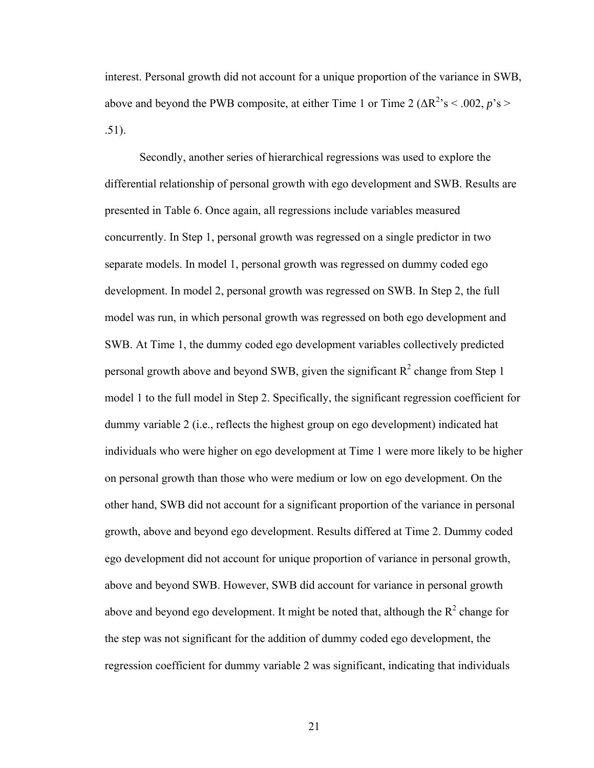interest. Personal growth did not account for a unique proportion of the variance in SWB, above and beyond the PWB composite, at either Time 1 or Time 2 ($\Delta R^2$'s < .002, *p*'s > .51).

Secondly, another series of hierarchical regressions was used to explore the differential relationship of personal growth with ego development and SWB. Results are presented in Table 6. Once again, all regressions include variables measured concurrently. In Step 1, personal growth was regressed on a single predictor in two separate models. In model 1, personal growth was regressed on dummy coded ego development. In model 2, personal growth was regressed on SWB. In Step 2, the full model was run, in which personal growth was regressed on both ego development and SWB. At Time 1, the dummy coded ego development variables collectively predicted personal growth above and beyond SWB, given the significant $R^2$ change from Step 1 model 1 to the full model in Step 2. Specifically, the significant regression coefficient for dummy variable 2 (i.e., reflects the highest group on ego development) indicated hat individuals who were higher on ego development at Time 1 were more likely to be higher on personal growth than those who were medium or low on ego development. On the other hand, SWB did not account for a significant proportion of the variance in personal growth, above and beyond ego development. Results differed at Time 2. Dummy coded ego development did not account for unique proportion of variance in personal growth, above and beyond SWB. However, SWB did account for variance in personal growth above and beyond ego development. It might be noted that, although the $R^2$ change for the step was not significant for the addition of dummy coded ego development, the regression coefficient for dummy variable 2 was significant, indicating that individuals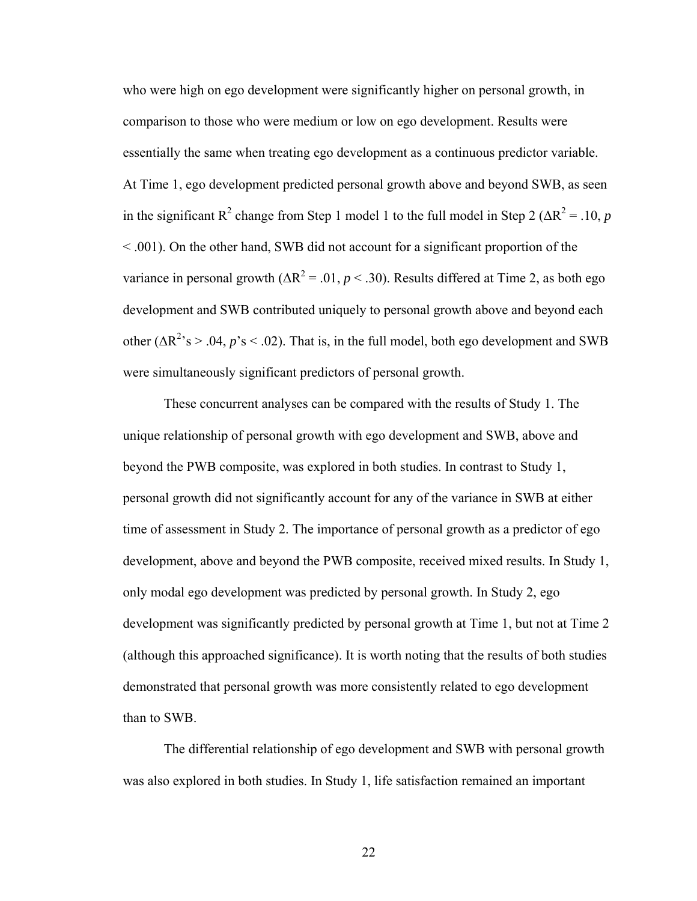who were high on ego development were significantly higher on personal growth, in comparison to those who were medium or low on ego development. Results were essentially the same when treating ego development as a continuous predictor variable. At Time 1, ego development predicted personal growth above and beyond SWB, as seen in the significant $R^2$ change from Step 1 model 1 to the full model in Step 2 ($\Delta R^2 = .10$, $p < .001$). On the other hand, SWB did not account for a significant proportion of the variance in personal growth ($\Delta R^2 = .01$, $p < .30$). Results differed at Time 2, as both ego development and SWB contributed uniquely to personal growth above and beyond each other ($\Delta R^2$'s $> .04$, $p$'s $< .02$). That is, in the full model, both ego development and SWB were simultaneously significant predictors of personal growth.

These concurrent analyses can be compared with the results of Study 1. The unique relationship of personal growth with ego development and SWB, above and beyond the PWB composite, was explored in both studies. In contrast to Study 1, personal growth did not significantly account for any of the variance in SWB at either time of assessment in Study 2. The importance of personal growth as a predictor of ego development, above and beyond the PWB composite, received mixed results. In Study 1, only modal ego development was predicted by personal growth. In Study 2, ego development was significantly predicted by personal growth at Time 1, but not at Time 2 (although this approached significance). It is worth noting that the results of both studies demonstrated that personal growth was more consistently related to ego development than to SWB.

The differential relationship of ego development and SWB with personal growth was also explored in both studies. In Study 1, life satisfaction remained an important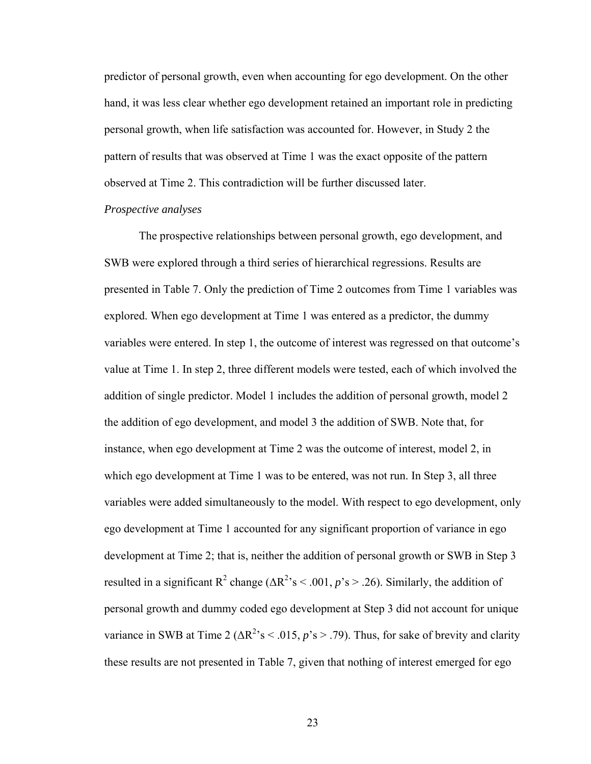predictor of personal growth, even when accounting for ego development. On the other hand, it was less clear whether ego development retained an important role in predicting personal growth, when life satisfaction was accounted for. However, in Study 2 the pattern of results that was observed at Time 1 was the exact opposite of the pattern observed at Time 2. This contradiction will be further discussed later.

*Prospective analyses*

The prospective relationships between personal growth, ego development, and SWB were explored through a third series of hierarchical regressions. Results are presented in Table 7. Only the prediction of Time 2 outcomes from Time 1 variables was explored. When ego development at Time 1 was entered as a predictor, the dummy variables were entered. In step 1, the outcome of interest was regressed on that outcome's value at Time 1. In step 2, three different models were tested, each of which involved the addition of single predictor. Model 1 includes the addition of personal growth, model 2 the addition of ego development, and model 3 the addition of SWB. Note that, for instance, when ego development at Time 2 was the outcome of interest, model 2, in which ego development at Time 1 was to be entered, was not run. In Step 3, all three variables were added simultaneously to the model. With respect to ego development, only ego development at Time 1 accounted for any significant proportion of variance in ego development at Time 2; that is, neither the addition of personal growth or SWB in Step 3 resulted in a significant $R^2$ change ($\Delta R^2$'s $< .001$, *p*'s $> .26$). Similarly, the addition of personal growth and dummy coded ego development at Step 3 did not account for unique variance in SWB at Time 2 ($\Delta R^2$'s $< .015$, *p*'s $> .79$). Thus, for sake of brevity and clarity these results are not presented in Table 7, given that nothing of interest emerged for ego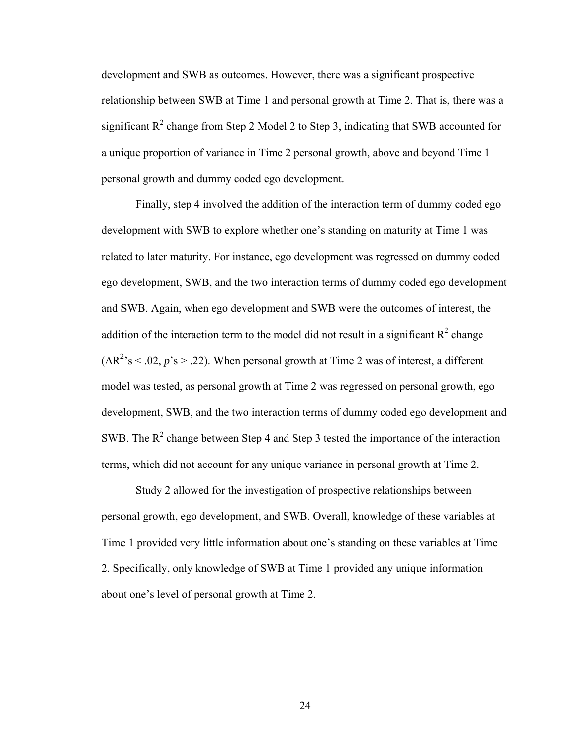development and SWB as outcomes. However, there was a significant prospective relationship between SWB at Time 1 and personal growth at Time 2. That is, there was a significant $R^2$ change from Step 2 Model 2 to Step 3, indicating that SWB accounted for a unique proportion of variance in Time 2 personal growth, above and beyond Time 1 personal growth and dummy coded ego development.

Finally, step 4 involved the addition of the interaction term of dummy coded ego development with SWB to explore whether one's standing on maturity at Time 1 was related to later maturity. For instance, ego development was regressed on dummy coded ego development, SWB, and the two interaction terms of dummy coded ego development and SWB. Again, when ego development and SWB were the outcomes of interest, the addition of the interaction term to the model did not result in a significant $R^2$ change ($\Delta R^2$'s < .02, *p*'s > .22). When personal growth at Time 2 was of interest, a different model was tested, as personal growth at Time 2 was regressed on personal growth, ego development, SWB, and the two interaction terms of dummy coded ego development and SWB. The $R^2$ change between Step 4 and Step 3 tested the importance of the interaction terms, which did not account for any unique variance in personal growth at Time 2.

Study 2 allowed for the investigation of prospective relationships between personal growth, ego development, and SWB. Overall, knowledge of these variables at Time 1 provided very little information about one's standing on these variables at Time 2. Specifically, only knowledge of SWB at Time 1 provided any unique information about one's level of personal growth at Time 2.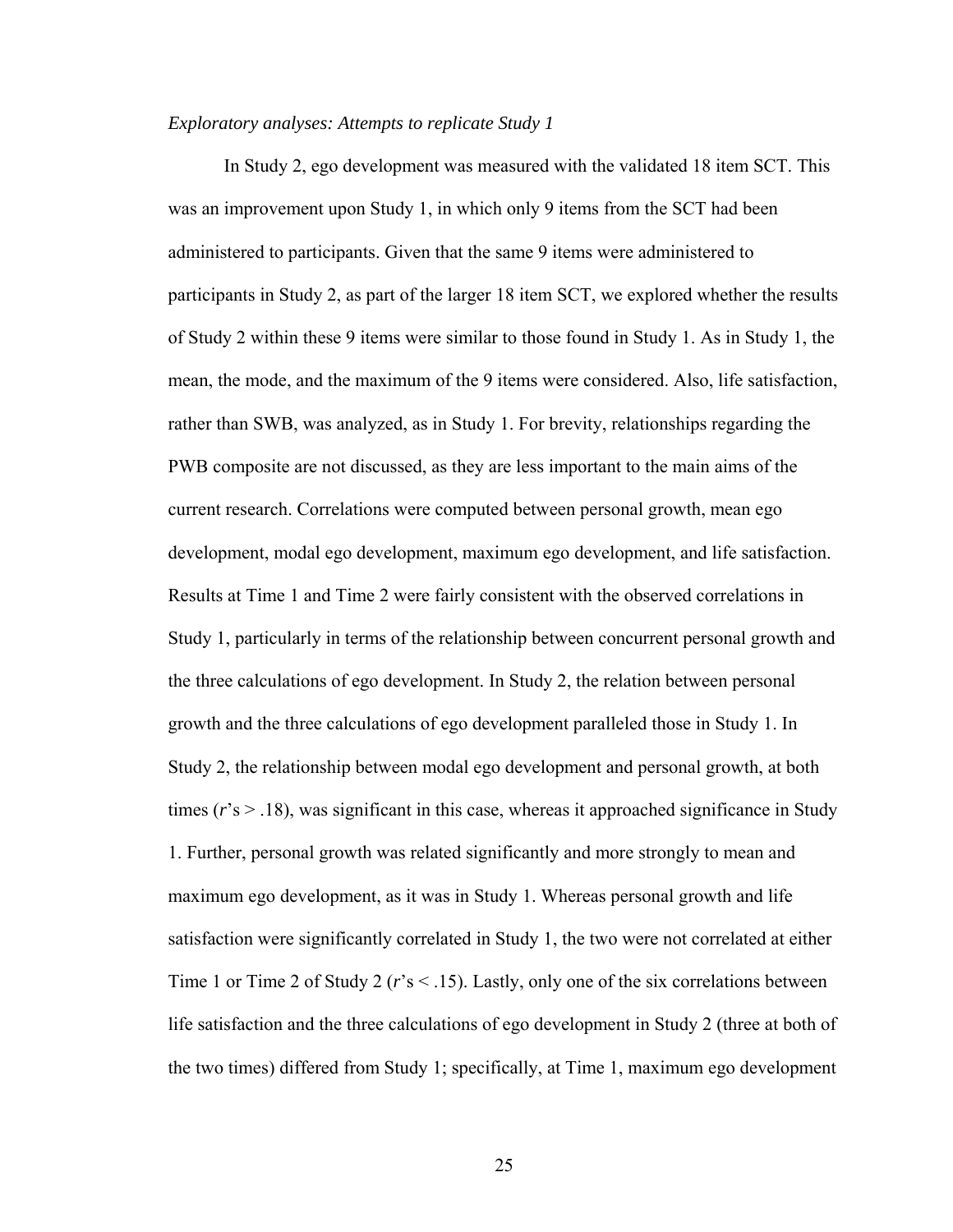*Exploratory analyses: Attempts to replicate Study 1*

In Study 2, ego development was measured with the validated 18 item SCT. This was an improvement upon Study 1, in which only 9 items from the SCT had been administered to participants. Given that the same 9 items were administered to participants in Study 2, as part of the larger 18 item SCT, we explored whether the results of Study 2 within these 9 items were similar to those found in Study 1. As in Study 1, the mean, the mode, and the maximum of the 9 items were considered. Also, life satisfaction, rather than SWB, was analyzed, as in Study 1. For brevity, relationships regarding the PWB composite are not discussed, as they are less important to the main aims of the current research. Correlations were computed between personal growth, mean ego development, modal ego development, maximum ego development, and life satisfaction. Results at Time 1 and Time 2 were fairly consistent with the observed correlations in Study 1, particularly in terms of the relationship between concurrent personal growth and the three calculations of ego development. In Study 2, the relation between personal growth and the three calculations of ego development paralleled those in Study 1. In Study 2, the relationship between modal ego development and personal growth, at both times ($r$'s > .18), was significant in this case, whereas it approached significance in Study 1. Further, personal growth was related significantly and more strongly to mean and maximum ego development, as it was in Study 1. Whereas personal growth and life satisfaction were significantly correlated in Study 1, the two were not correlated at either Time 1 or Time 2 of Study 2 ($r$'s < .15). Lastly, only one of the six correlations between life satisfaction and the three calculations of ego development in Study 2 (three at both of the two times) differed from Study 1; specifically, at Time 1, maximum ego development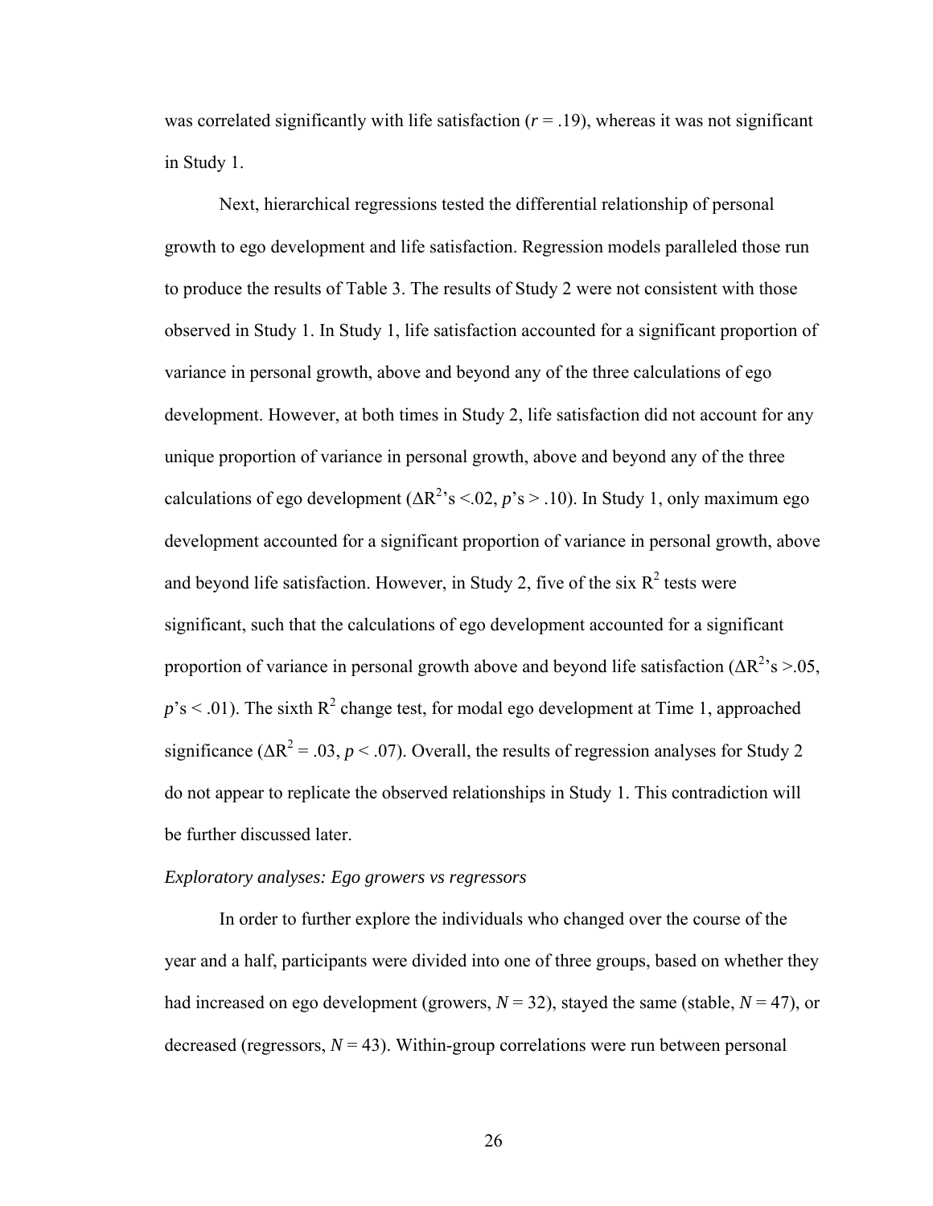was correlated significantly with life satisfaction ($r = .19$), whereas it was not significant in Study 1.

Next, hierarchical regressions tested the differential relationship of personal growth to ego development and life satisfaction. Regression models paralleled those run to produce the results of Table 3. The results of Study 2 were not consistent with those observed in Study 1. In Study 1, life satisfaction accounted for a significant proportion of variance in personal growth, above and beyond any of the three calculations of ego development. However, at both times in Study 2, life satisfaction did not account for any unique proportion of variance in personal growth, above and beyond any of the three calculations of ego development ($\Delta R^2$'s <.02, $p$'s > .10). In Study 1, only maximum ego development accounted for a significant proportion of variance in personal growth, above and beyond life satisfaction. However, in Study 2, five of the six $R^2$ tests were significant, such that the calculations of ego development accounted for a significant proportion of variance in personal growth above and beyond life satisfaction ($\Delta R^2$'s >.05, $p$'s < .01). The sixth $R^2$ change test, for modal ego development at Time 1, approached significance ($\Delta R^2 = .03$, $p < .07$). Overall, the results of regression analyses for Study 2 do not appear to replicate the observed relationships in Study 1. This contradiction will be further discussed later.

*Exploratory analyses: Ego growers vs regressors*

In order to further explore the individuals who changed over the course of the year and a half, participants were divided into one of three groups, based on whether they had increased on ego development (growers, $N = 32$), stayed the same (stable, $N = 47$), or decreased (regressors, $N = 43$). Within-group correlations were run between personal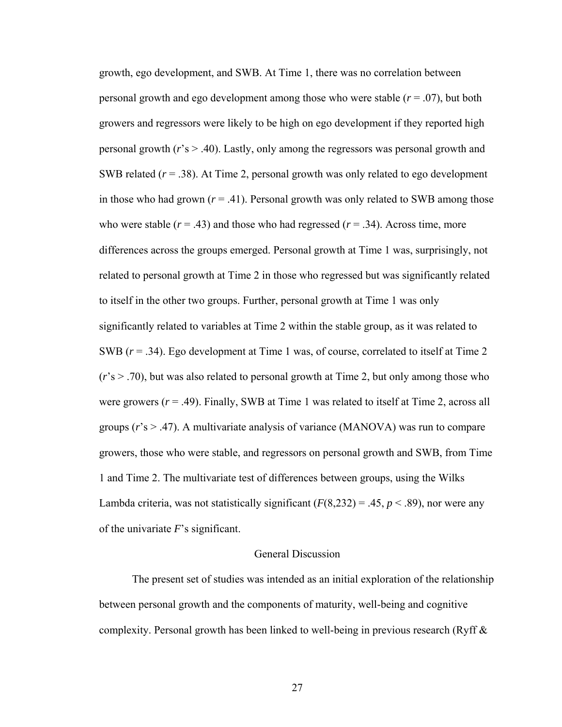growth, ego development, and SWB. At Time 1, there was no correlation between personal growth and ego development among those who were stable ($r = .07$), but both growers and regressors were likely to be high on ego development if they reported high personal growth ($r$'s > .40). Lastly, only among the regressors was personal growth and SWB related ($r = .38$). At Time 2, personal growth was only related to ego development in those who had grown ($r = .41$). Personal growth was only related to SWB among those who were stable ($r = .43$) and those who had regressed ($r = .34$). Across time, more differences across the groups emerged. Personal growth at Time 1 was, surprisingly, not related to personal growth at Time 2 in those who regressed but was significantly related to itself in the other two groups. Further, personal growth at Time 1 was only significantly related to variables at Time 2 within the stable group, as it was related to SWB ($r = .34$). Ego development at Time 1 was, of course, correlated to itself at Time 2 ($r$'s > .70), but was also related to personal growth at Time 2, but only among those who were growers ($r = .49$). Finally, SWB at Time 1 was related to itself at Time 2, across all groups ($r$'s > .47). A multivariate analysis of variance (MANOVA) was run to compare growers, those who were stable, and regressors on personal growth and SWB, from Time 1 and Time 2. The multivariate test of differences between groups, using the Wilks Lambda criteria, was not statistically significant ($F(8,232) = .45$, $p < .89$), nor were any of the univariate $F$'s significant.

## General Discussion

The present set of studies was intended as an initial exploration of the relationship between personal growth and the components of maturity, well-being and cognitive complexity. Personal growth has been linked to well-being in previous research (Ryff &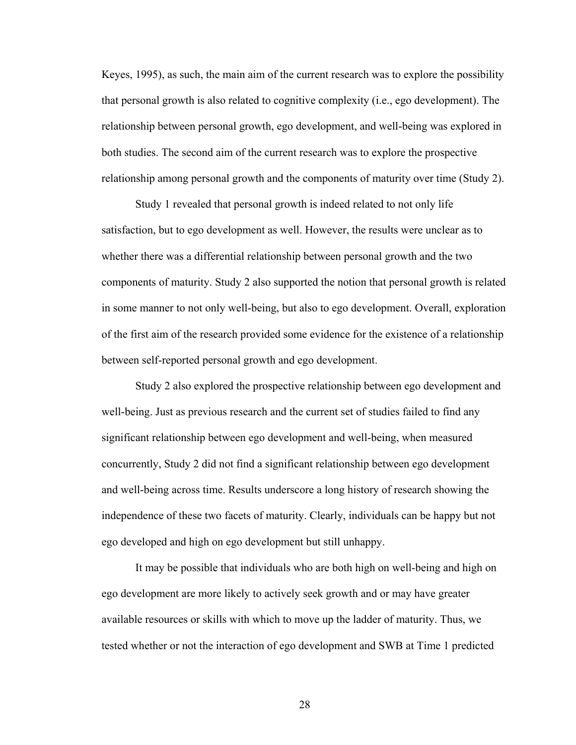Keyes, 1995), as such, the main aim of the current research was to explore the possibility that personal growth is also related to cognitive complexity (i.e., ego development). The relationship between personal growth, ego development, and well-being was explored in both studies. The second aim of the current research was to explore the prospective relationship among personal growth and the components of maturity over time (Study 2).

Study 1 revealed that personal growth is indeed related to not only life satisfaction, but to ego development as well. However, the results were unclear as to whether there was a differential relationship between personal growth and the two components of maturity. Study 2 also supported the notion that personal growth is related in some manner to not only well-being, but also to ego development. Overall, exploration of the first aim of the research provided some evidence for the existence of a relationship between self-reported personal growth and ego development.

Study 2 also explored the prospective relationship between ego development and well-being. Just as previous research and the current set of studies failed to find any significant relationship between ego development and well-being, when measured concurrently, Study 2 did not find a significant relationship between ego development and well-being across time. Results underscore a long history of research showing the independence of these two facets of maturity. Clearly, individuals can be happy but not ego developed and high on ego development but still unhappy.

It may be possible that individuals who are both high on well-being and high on ego development are more likely to actively seek growth and or may have greater available resources or skills with which to move up the ladder of maturity. Thus, we tested whether or not the interaction of ego development and SWB at Time 1 predicted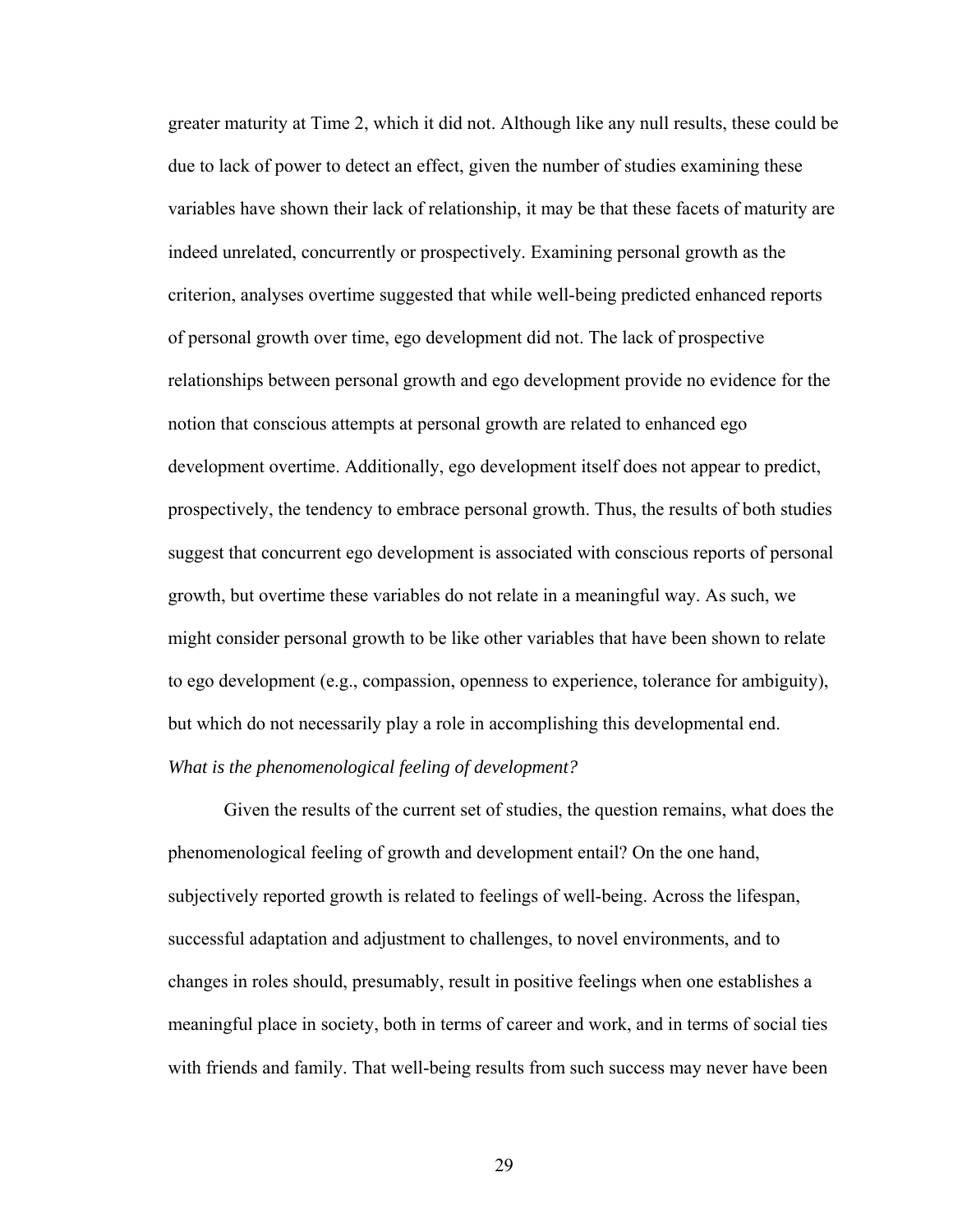greater maturity at Time 2, which it did not. Although like any null results, these could be due to lack of power to detect an effect, given the number of studies examining these variables have shown their lack of relationship, it may be that these facets of maturity are indeed unrelated, concurrently or prospectively. Examining personal growth as the criterion, analyses overtime suggested that while well-being predicted enhanced reports of personal growth over time, ego development did not. The lack of prospective relationships between personal growth and ego development provide no evidence for the notion that conscious attempts at personal growth are related to enhanced ego development overtime. Additionally, ego development itself does not appear to predict, prospectively, the tendency to embrace personal growth. Thus, the results of both studies suggest that concurrent ego development is associated with conscious reports of personal growth, but overtime these variables do not relate in a meaningful way. As such, we might consider personal growth to be like other variables that have been shown to relate to ego development (e.g., compassion, openness to experience, tolerance for ambiguity), but which do not necessarily play a role in accomplishing this developmental end.

*What is the phenomenological feeling of development?*

Given the results of the current set of studies, the question remains, what does the phenomenological feeling of growth and development entail? On the one hand, subjectively reported growth is related to feelings of well-being. Across the lifespan, successful adaptation and adjustment to challenges, to novel environments, and to changes in roles should, presumably, result in positive feelings when one establishes a meaningful place in society, both in terms of career and work, and in terms of social ties with friends and family. That well-being results from such success may never have been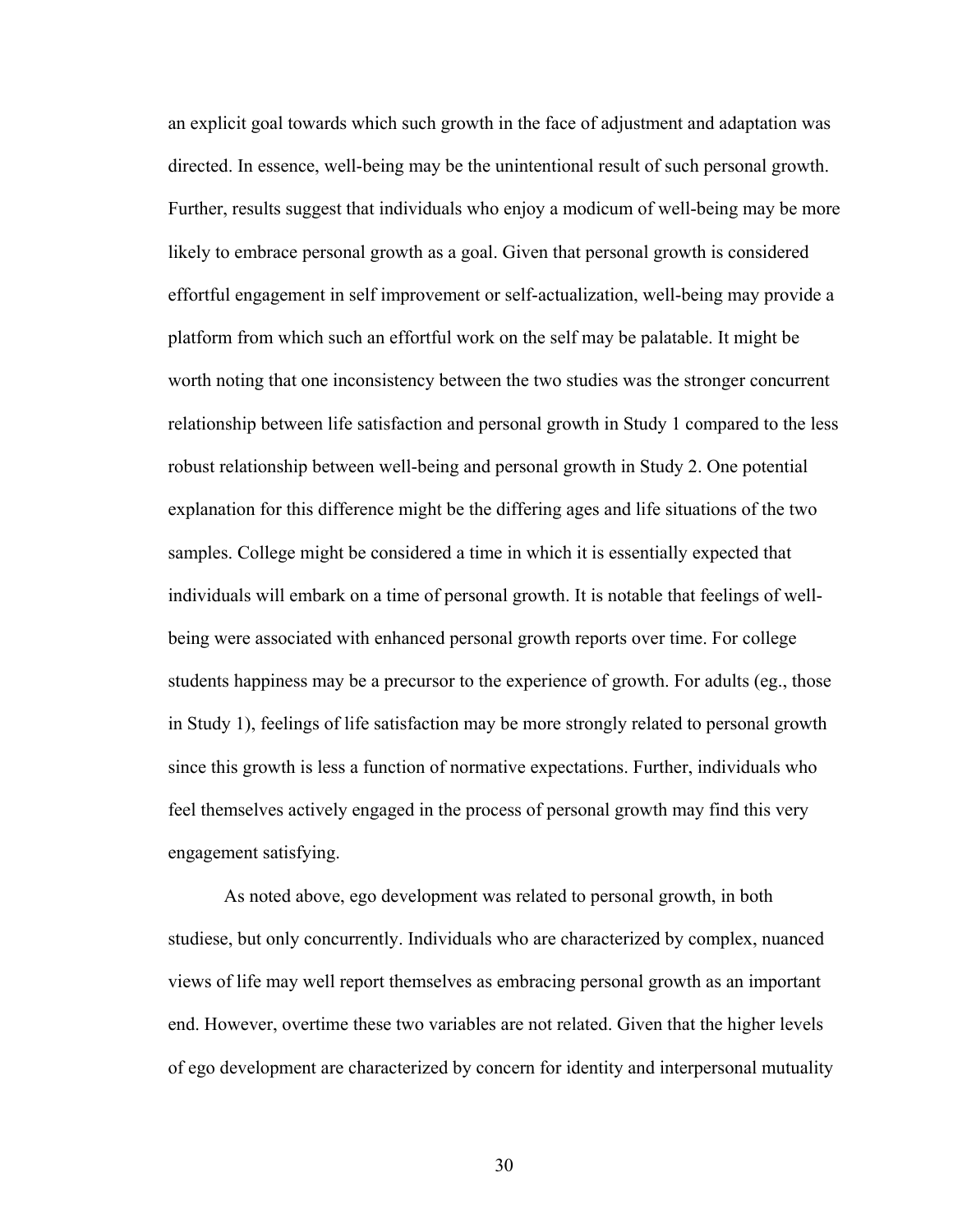an explicit goal towards which such growth in the face of adjustment and adaptation was directed. In essence, well-being may be the unintentional result of such personal growth. Further, results suggest that individuals who enjoy a modicum of well-being may be more likely to embrace personal growth as a goal. Given that personal growth is considered effortful engagement in self improvement or self-actualization, well-being may provide a platform from which such an effortful work on the self may be palatable. It might be worth noting that one inconsistency between the two studies was the stronger concurrent relationship between life satisfaction and personal growth in Study 1 compared to the less robust relationship between well-being and personal growth in Study 2. One potential explanation for this difference might be the differing ages and life situations of the two samples. College might be considered a time in which it is essentially expected that individuals will embark on a time of personal growth. It is notable that feelings of well-being were associated with enhanced personal growth reports over time. For college students happiness may be a precursor to the experience of growth. For adults (eg., those in Study 1), feelings of life satisfaction may be more strongly related to personal growth since this growth is less a function of normative expectations. Further, individuals who feel themselves actively engaged in the process of personal growth may find this very engagement satisfying.

As noted above, ego development was related to personal growth, in both studiese, but only concurrently. Individuals who are characterized by complex, nuanced views of life may well report themselves as embracing personal growth as an important end. However, overtime these two variables are not related. Given that the higher levels of ego development are characterized by concern for identity and interpersonal mutuality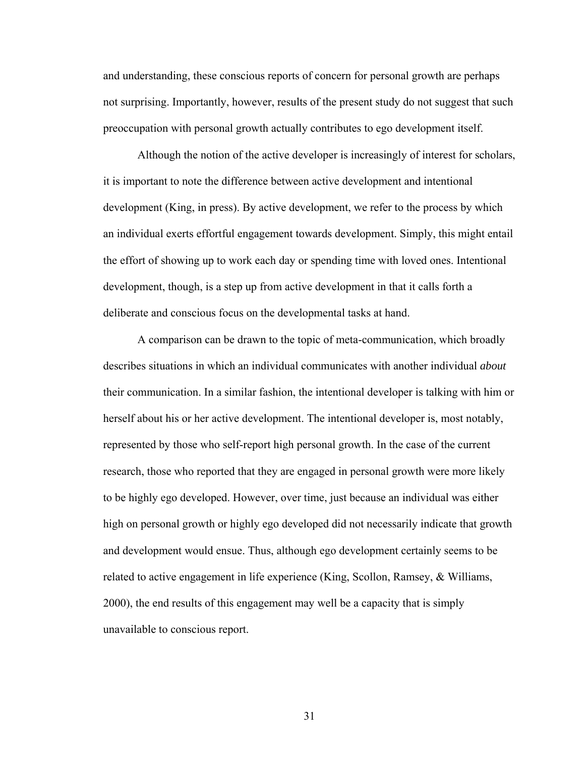and understanding, these conscious reports of concern for personal growth are perhaps not surprising. Importantly, however, results of the present study do not suggest that such preoccupation with personal growth actually contributes to ego development itself.

Although the notion of the active developer is increasingly of interest for scholars, it is important to note the difference between active development and intentional development (King, in press). By active development, we refer to the process by which an individual exerts effortful engagement towards development. Simply, this might entail the effort of showing up to work each day or spending time with loved ones. Intentional development, though, is a step up from active development in that it calls forth a deliberate and conscious focus on the developmental tasks at hand.

A comparison can be drawn to the topic of meta-communication, which broadly describes situations in which an individual communicates with another individual *about* their communication. In a similar fashion, the intentional developer is talking with him or herself about his or her active development. The intentional developer is, most notably, represented by those who self-report high personal growth. In the case of the current research, those who reported that they are engaged in personal growth were more likely to be highly ego developed. However, over time, just because an individual was either high on personal growth or highly ego developed did not necessarily indicate that growth and development would ensue. Thus, although ego development certainly seems to be related to active engagement in life experience (King, Scollon, Ramsey, & Williams, 2000), the end results of this engagement may well be a capacity that is simply unavailable to conscious report.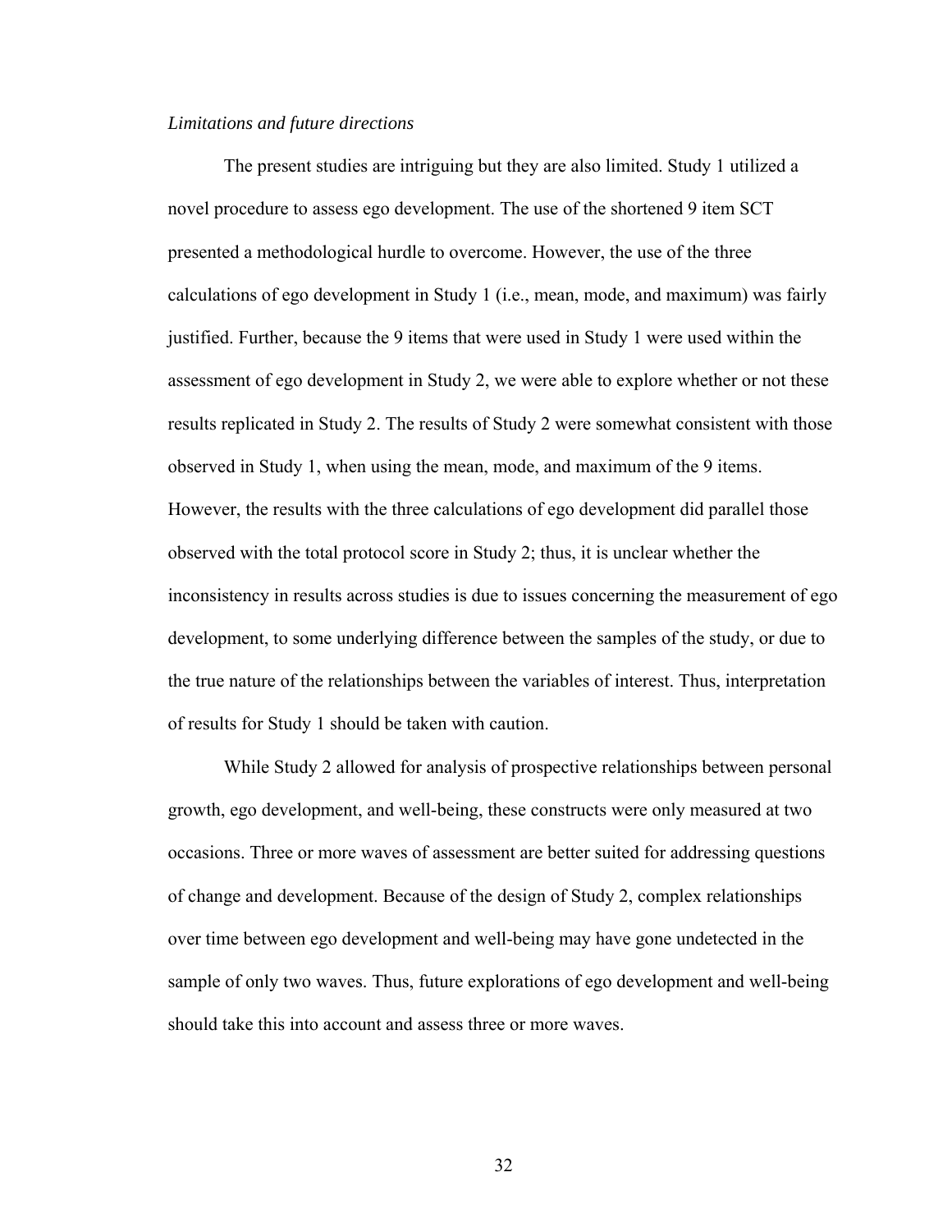*Limitations and future directions*

The present studies are intriguing but they are also limited. Study 1 utilized a novel procedure to assess ego development. The use of the shortened 9 item SCT presented a methodological hurdle to overcome. However, the use of the three calculations of ego development in Study 1 (i.e., mean, mode, and maximum) was fairly justified. Further, because the 9 items that were used in Study 1 were used within the assessment of ego development in Study 2, we were able to explore whether or not these results replicated in Study 2. The results of Study 2 were somewhat consistent with those observed in Study 1, when using the mean, mode, and maximum of the 9 items. However, the results with the three calculations of ego development did parallel those observed with the total protocol score in Study 2; thus, it is unclear whether the inconsistency in results across studies is due to issues concerning the measurement of ego development, to some underlying difference between the samples of the study, or due to the true nature of the relationships between the variables of interest. Thus, interpretation of results for Study 1 should be taken with caution.

While Study 2 allowed for analysis of prospective relationships between personal growth, ego development, and well-being, these constructs were only measured at two occasions. Three or more waves of assessment are better suited for addressing questions of change and development. Because of the design of Study 2, complex relationships over time between ego development and well-being may have gone undetected in the sample of only two waves. Thus, future explorations of ego development and well-being should take this into account and assess three or more waves.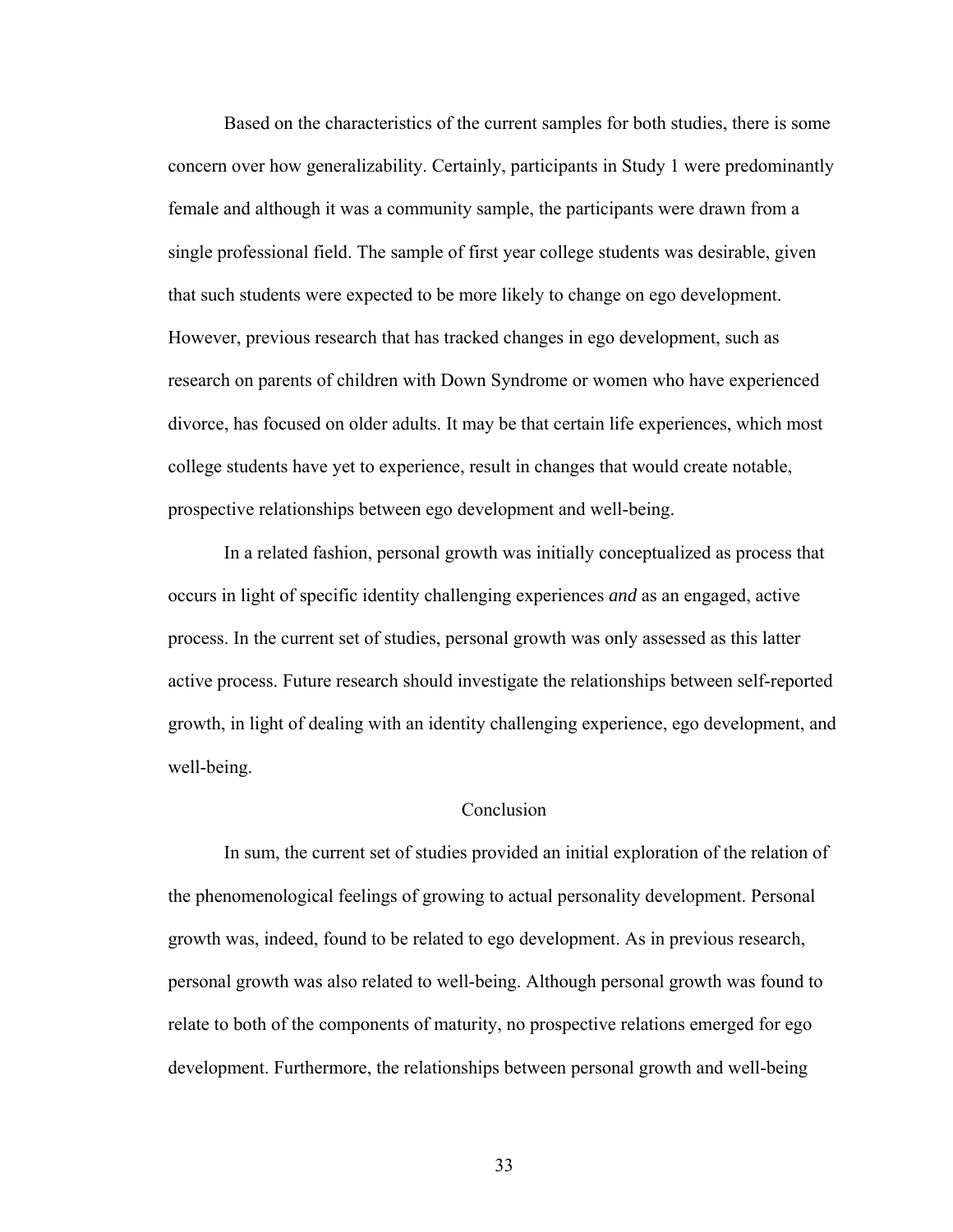Based on the characteristics of the current samples for both studies, there is some concern over how generalizability. Certainly, participants in Study 1 were predominantly female and although it was a community sample, the participants were drawn from a single professional field. The sample of first year college students was desirable, given that such students were expected to be more likely to change on ego development. However, previous research that has tracked changes in ego development, such as research on parents of children with Down Syndrome or women who have experienced divorce, has focused on older adults. It may be that certain life experiences, which most college students have yet to experience, result in changes that would create notable, prospective relationships between ego development and well-being.

In a related fashion, personal growth was initially conceptualized as process that occurs in light of specific identity challenging experiences *and* as an engaged, active process. In the current set of studies, personal growth was only assessed as this latter active process. Future research should investigate the relationships between self-reported growth, in light of dealing with an identity challenging experience, ego development, and well-being.

## Conclusion

In sum, the current set of studies provided an initial exploration of the relation of the phenomenological feelings of growing to actual personality development. Personal growth was, indeed, found to be related to ego development. As in previous research, personal growth was also related to well-being. Although personal growth was found to relate to both of the components of maturity, no prospective relations emerged for ego development. Furthermore, the relationships between personal growth and well-being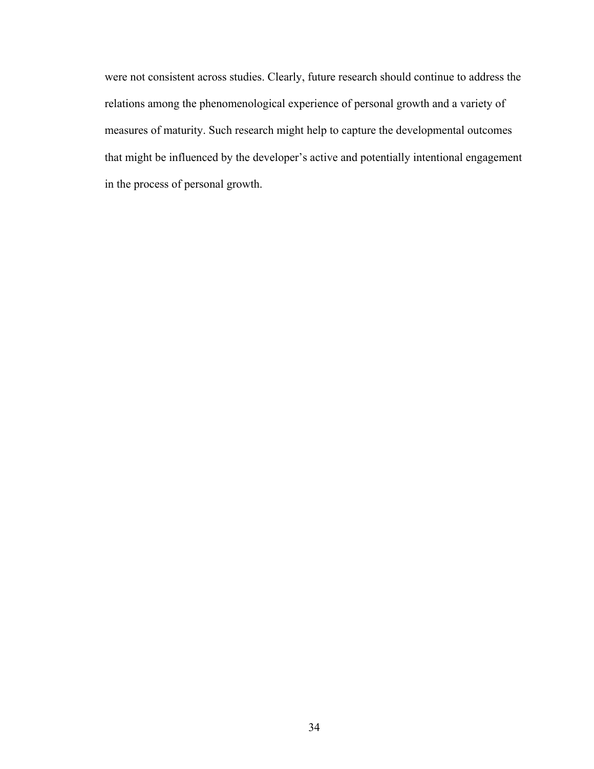were not consistent across studies. Clearly, future research should continue to address the relations among the phenomenological experience of personal growth and a variety of measures of maturity. Such research might help to capture the developmental outcomes that might be influenced by the developer's active and potentially intentional engagement in the process of personal growth.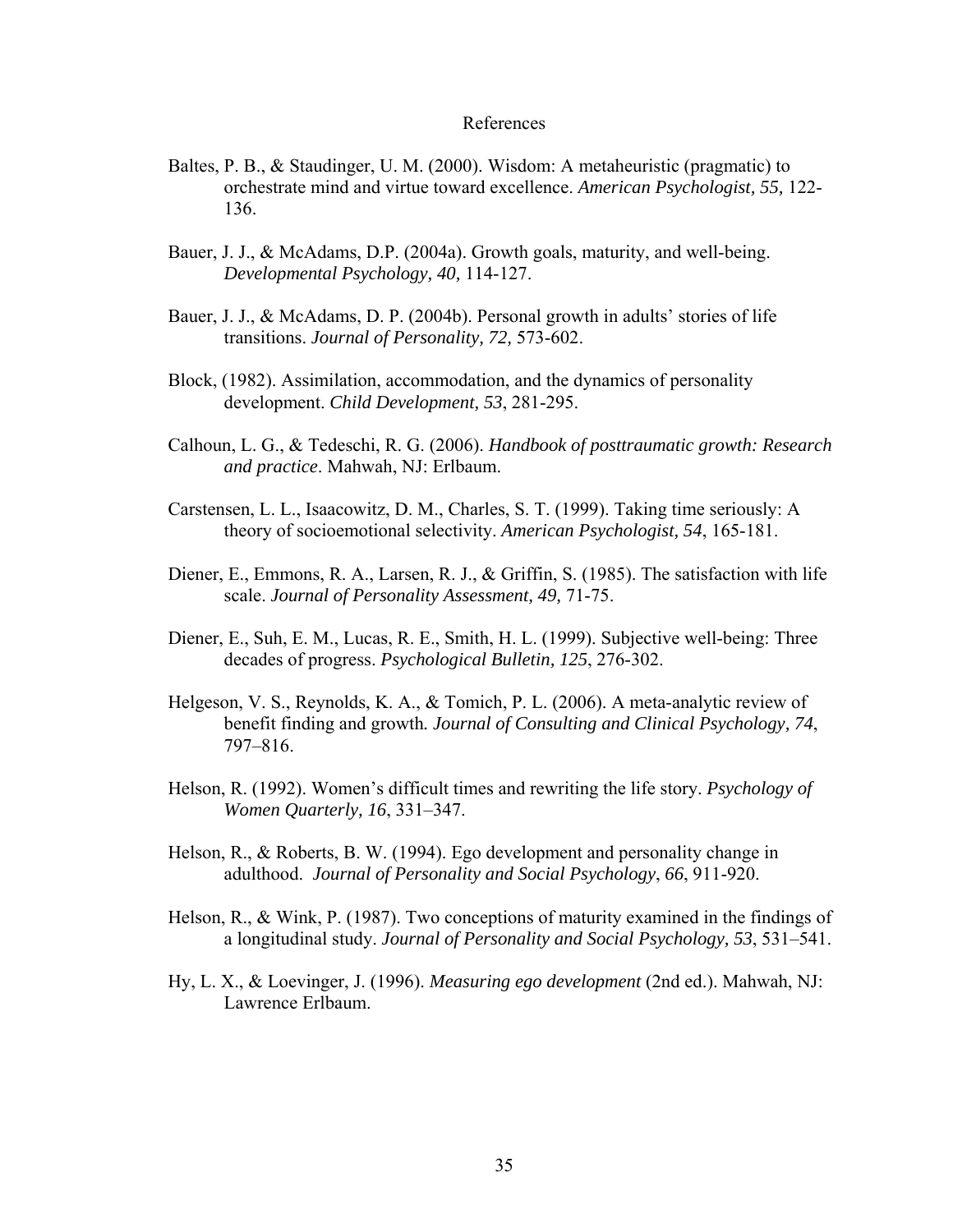# References

Baltes, P. B., & Staudinger, U. M. (2000). Wisdom: A metaheuristic (pragmatic) to orchestrate mind and virtue toward excellence. *American Psychologist, 55,* 122-136.

Bauer, J. J., & McAdams, D.P. (2004a). Growth goals, maturity, and well-being. *Developmental Psychology, 40,* 114-127.

Bauer, J. J., & McAdams, D. P. (2004b). Personal growth in adults' stories of life transitions. *Journal of Personality, 72,* 573-602.

Block, (1982). Assimilation, accommodation, and the dynamics of personality development. *Child Development, 53*, 281-295.

Calhoun, L. G., & Tedeschi, R. G. (2006). *Handbook of posttraumatic growth: Research and practice*. Mahwah, NJ: Erlbaum.

Carstensen, L. L., Isaacowitz, D. M., Charles, S. T. (1999). Taking time seriously: A theory of socioemotional selectivity. *American Psychologist, 54*, 165-181.

Diener, E., Emmons, R. A., Larsen, R. J., & Griffin, S. (1985). The satisfaction with life scale. *Journal of Personality Assessment, 49,* 71-75.

Diener, E., Suh, E. M., Lucas, R. E., Smith, H. L. (1999). Subjective well-being: Three decades of progress. *Psychological Bulletin, 125*, 276-302.

Helgeson, V. S., Reynolds, K. A., & Tomich, P. L. (2006). A meta-analytic review of benefit finding and growth*. Journal of Consulting and Clinical Psychology, 74*, 797–816.

Helson, R. (1992). Women's difficult times and rewriting the life story. *Psychology of Women Quarterly, 16*, 331–347.

Helson, R., & Roberts, B. W. (1994). Ego development and personality change in adulthood. *Journal of Personality and Social Psychology*, *66*, 911-920.

Helson, R., & Wink, P. (1987). Two conceptions of maturity examined in the findings of a longitudinal study. *Journal of Personality and Social Psychology, 53*, 531–541.

Hy, L. X., & Loevinger, J. (1996). *Measuring ego development* (2nd ed.). Mahwah, NJ: Lawrence Erlbaum.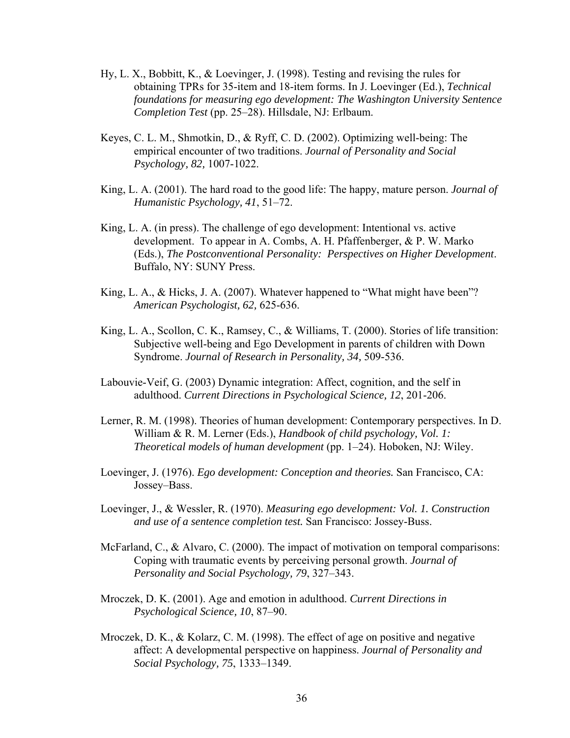Hy, L. X., Bobbitt, K., & Loevinger, J. (1998). Testing and revising the rules for obtaining TPRs for 35-item and 18-item forms. In J. Loevinger (Ed.), *Technical foundations for measuring ego development: The Washington University Sentence Completion Test* (pp. 25–28). Hillsdale, NJ: Erlbaum.

Keyes, C. L. M., Shmotkin, D., & Ryff, C. D. (2002). Optimizing well-being: The empirical encounter of two traditions. *Journal of Personality and Social Psychology, 82,* 1007-1022.

King, L. A. (2001). The hard road to the good life: The happy, mature person. *Journal of Humanistic Psychology, 41*, 51–72.

King, L. A. (in press). The challenge of ego development: Intentional vs. active development. To appear in A. Combs, A. H. Pfaffenberger, & P. W. Marko (Eds.), *The Postconventional Personality: Perspectives on Higher Development*. Buffalo, NY: SUNY Press.

King, L. A., & Hicks, J. A. (2007). Whatever happened to "What might have been"? *American Psychologist, 62,* 625-636.

King, L. A., Scollon, C. K., Ramsey, C., & Williams, T. (2000). Stories of life transition: Subjective well-being and Ego Development in parents of children with Down Syndrome. *Journal of Research in Personality, 34,* 509-536.

Labouvie-Veif, G. (2003) Dynamic integration: Affect, cognition, and the self in adulthood. *Current Directions in Psychological Science, 12*, 201-206.

Lerner, R. M. (1998). Theories of human development: Contemporary perspectives. In D. William & R. M. Lerner (Eds.), *Handbook of child psychology, Vol. 1: Theoretical models of human development* (pp. 1–24). Hoboken, NJ: Wiley.

Loevinger, J. (1976). *Ego development: Conception and theories.* San Francisco, CA: Jossey–Bass.

Loevinger, J., & Wessler, R. (1970). *Measuring ego development: Vol. 1. Construction and use of a sentence completion test.* San Francisco: Jossey-Buss.

McFarland, C., & Alvaro, C. (2000). The impact of motivation on temporal comparisons: Coping with traumatic events by perceiving personal growth. *Journal of Personality and Social Psychology, 79*, 327–343.

Mroczek, D. K. (2001). Age and emotion in adulthood. *Current Directions in Psychological Science, 10*, 87–90.

Mroczek, D. K., & Kolarz, C. M. (1998). The effect of age on positive and negative affect: A developmental perspective on happiness. *Journal of Personality and Social Psychology, 75*, 1333–1349.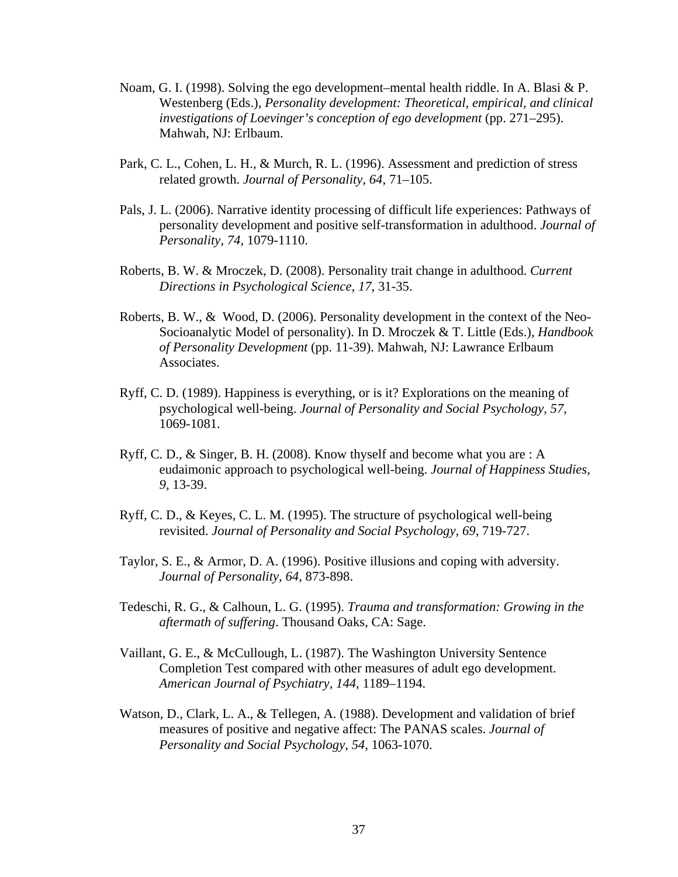Noam, G. I. (1998). Solving the ego development–mental health riddle. In A. Blasi & P. Westenberg (Eds.), *Personality development: Theoretical, empirical, and clinical investigations of Loevinger's conception of ego development* (pp. 271–295). Mahwah, NJ: Erlbaum.

Park, C. L., Cohen, L. H., & Murch, R. L. (1996). Assessment and prediction of stress related growth. *Journal of Personality, 64*, 71–105.

Pals, J. L. (2006). Narrative identity processing of difficult life experiences: Pathways of personality development and positive self-transformation in adulthood. *Journal of Personality, 74*, 1079-1110.

Roberts, B. W. & Mroczek, D. (2008). Personality trait change in adulthood. *Current Directions in Psychological Science, 17*, 31-35.

Roberts, B. W., & Wood, D. (2006). Personality development in the context of the Neo-Socioanalytic Model of personality). In D. Mroczek & T. Little (Eds.), *Handbook of Personality Development* (pp. 11-39). Mahwah, NJ: Lawrance Erlbaum Associates.

Ryff, C. D. (1989). Happiness is everything, or is it? Explorations on the meaning of psychological well-being. *Journal of Personality and Social Psychology, 57,* 1069-1081.

Ryff, C. D., & Singer, B. H. (2008). Know thyself and become what you are : A eudaimonic approach to psychological well-being. *Journal of Happiness Studies, 9*, 13-39.

Ryff, C. D., & Keyes, C. L. M. (1995). The structure of psychological well-being revisited. *Journal of Personality and Social Psychology, 69*, 719-727.

Taylor, S. E., & Armor, D. A. (1996). Positive illusions and coping with adversity. *Journal of Personality, 64*, 873-898.

Tedeschi, R. G., & Calhoun, L. G. (1995). *Trauma and transformation: Growing in the aftermath of suffering*. Thousand Oaks, CA: Sage.

Vaillant, G. E., & McCullough, L. (1987). The Washington University Sentence Completion Test compared with other measures of adult ego development. *American Journal of Psychiatry, 144,* 1189–1194.

Watson, D., Clark, L. A., & Tellegen, A. (1988). Development and validation of brief measures of positive and negative affect: The PANAS scales. *Journal of Personality and Social Psychology, 54*, 1063-1070.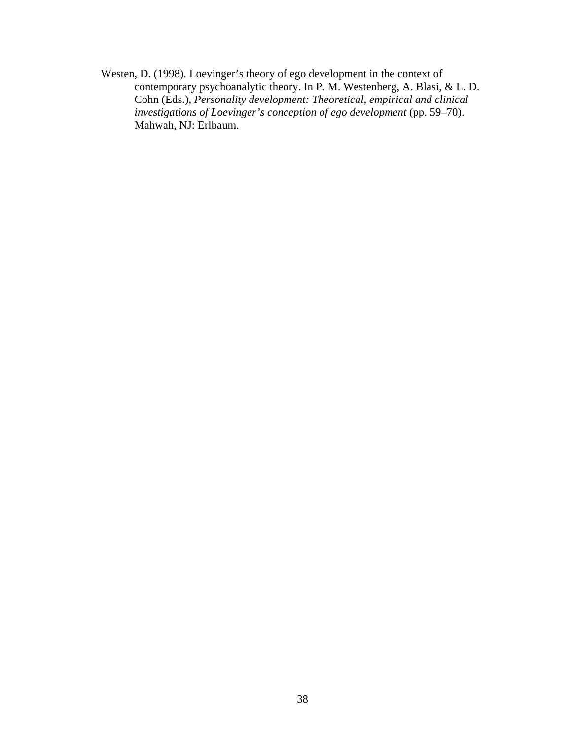Westen, D. (1998). Loevinger’s theory of ego development in the context of contemporary psychoanalytic theory. In P. M. Westenberg, A. Blasi, & L. D. Cohn (Eds.), *Personality development: Theoretical, empirical and clinical investigations of Loevinger’s conception of ego development* (pp. 59–70). Mahwah, NJ: Erlbaum.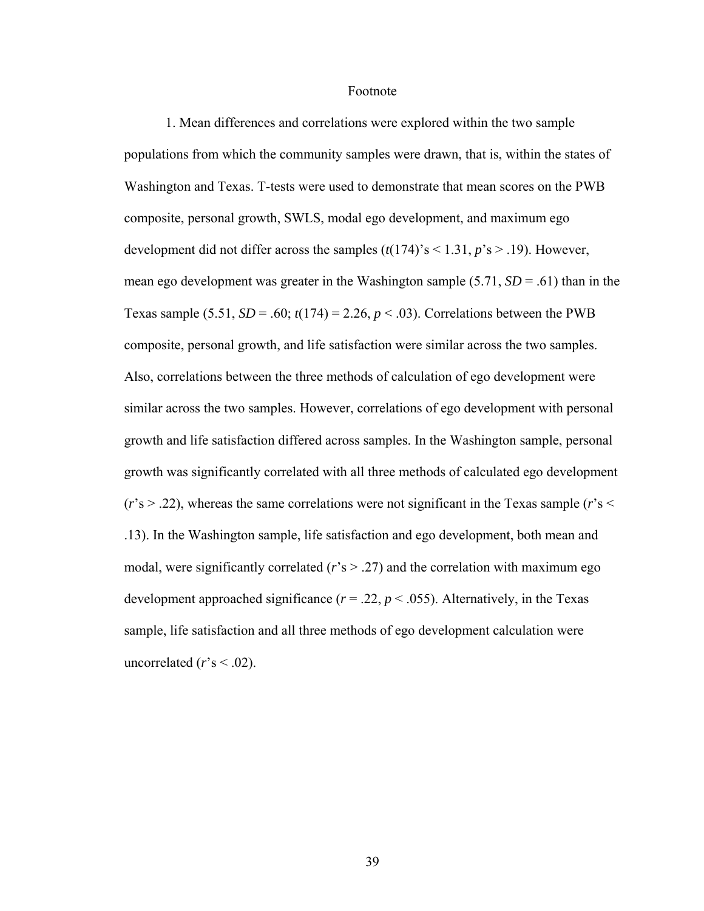# Footnote

1. Mean differences and correlations were explored within the two sample populations from which the community samples were drawn, that is, within the states of Washington and Texas. T-tests were used to demonstrate that mean scores on the PWB composite, personal growth, SWLS, modal ego development, and maximum ego development did not differ across the samples ($t(174)$'s $< 1.31$, $p$'s $> .19$). However, mean ego development was greater in the Washington sample (5.71, $SD = .61$) than in the Texas sample (5.51, $SD = .60$; $t(174) = 2.26$, $p < .03$). Correlations between the PWB composite, personal growth, and life satisfaction were similar across the two samples. Also, correlations between the three methods of calculation of ego development were similar across the two samples. However, correlations of ego development with personal growth and life satisfaction differed across samples. In the Washington sample, personal growth was significantly correlated with all three methods of calculated ego development ($r$'s $> .22$), whereas the same correlations were not significant in the Texas sample ($r$'s $< .13$). In the Washington sample, life satisfaction and ego development, both mean and modal, were significantly correlated ($r$'s $> .27$) and the correlation with maximum ego development approached significance ($r = .22$, $p < .055$). Alternatively, in the Texas sample, life satisfaction and all three methods of ego development calculation were uncorrelated ($r$'s $< .02$).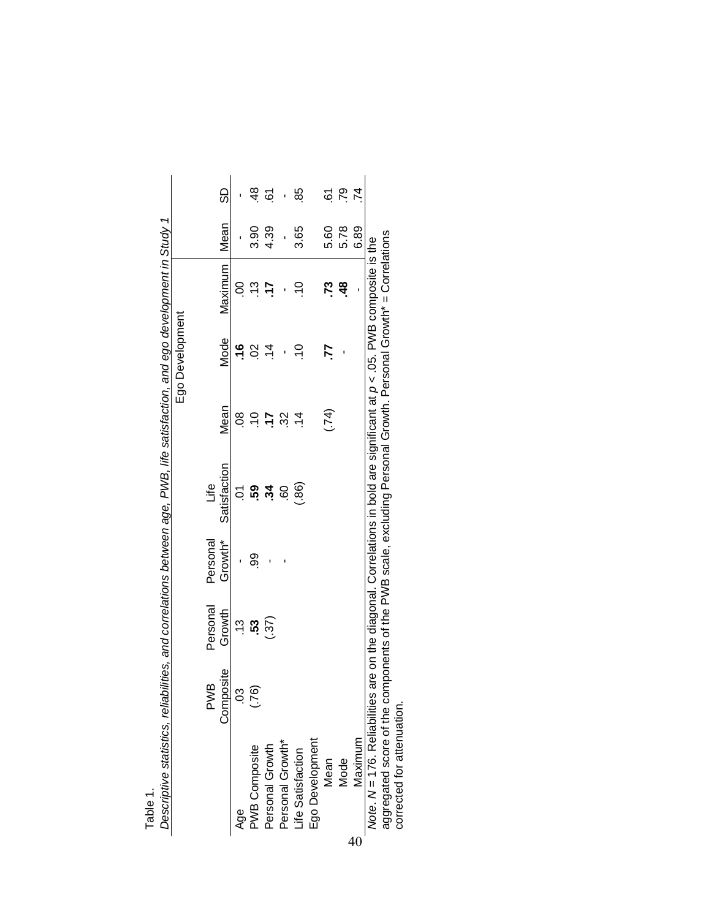Table 1.

*Descriptive statistics, reliabilities, and correlations between age, PWB, life satisfaction, and ego development in Study 1*

| | PWB Composite | Personal Growth | Personal Growth* | Life Satisfaction | Ego Development | | | | |
|---|---|---|---|---|---|---|---|---|---|
| | | | | | Mean | Mode | Maximum | Mean | SD |
| Age | .03 | .13 | - | .01 | .08 | **.16** | .00 | - | - |
| PWB Composite | (.76) | **.53** | .99 | **.59** | .10 | .02 | .13 | 3.90 | .48 |
| Personal Growth | | (.37) | - | **.34** | **.17** | .14 | **.17** | 4.39 | .61 |
| Personal Growth* | | | - | .60 | .32 | - | - | - | - |
| Life Satisfaction | | | | (.86) | .14 | .10 | .10 | 3.65 | .85 |
| Ego Development | | | | | | | | | |
| Mean | | | | | (.74) | **.77** | **.73** | 5.60 | .61 |
| Mode | | | | | | - | **.48** | 5.78 | .79 |
| Maximum | | | | | | | - | 6.89 | .74 |

*Note*. $N = 176$. Reliabilities are on the diagonal. Correlations in bold are significant at $p < .05$. PWB composite is the aggregated score of the components of the PWB scale, excluding Personal Growth. Personal Growth* = Correlations corrected for attenuation.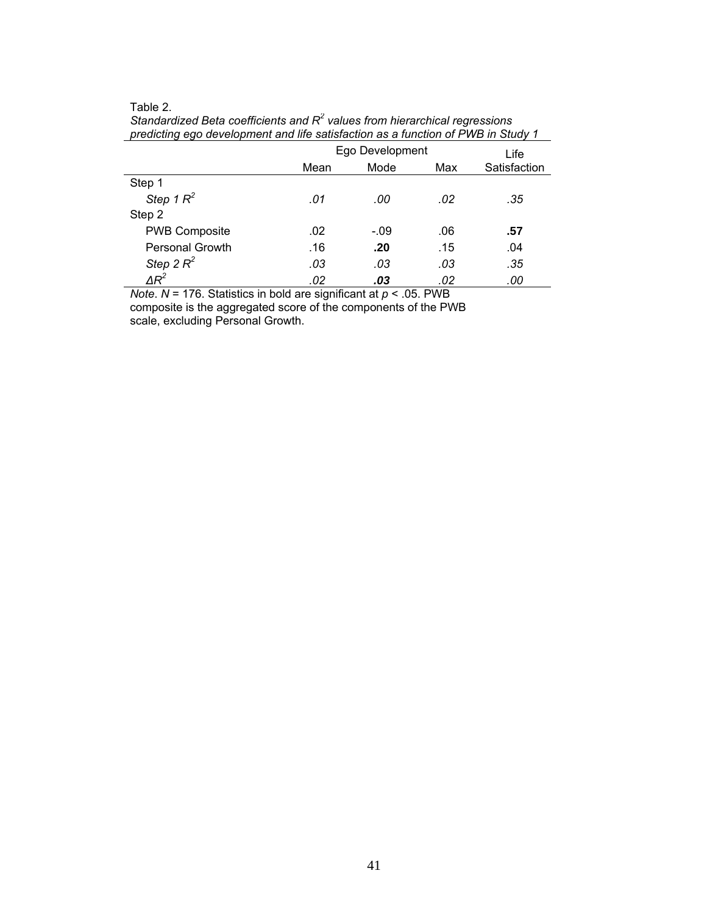Table 2.

*Standardized Beta coefficients and $R^2$ values from hierarchical regressions predicting ego development and life satisfaction as a function of PWB in Study 1*

| | Ego Development | | | Life |
|---|---|---|---|---|
| | Mean | Mode | Max | Satisfaction |
| Step 1 | | | | |
| *Step 1 $R^2$* | *.01* | *.00* | *.02* | *.35* |
| Step 2 | | | | |
| PWB Composite | .02 | -.09 | .06 | **.57** |
| Personal Growth | .16 | **.20** | .15 | .04 |
| *Step 2 $R^2$* | *.03* | *.03* | *.03* | *.35* |
| *$\Delta R^2$* | *.02* | ***.03*** | *.02* | *.00* |

*Note*. $N$ = 176. Statistics in bold are significant at $p < .05$. PWB composite is the aggregated score of the components of the PWB scale, excluding Personal Growth.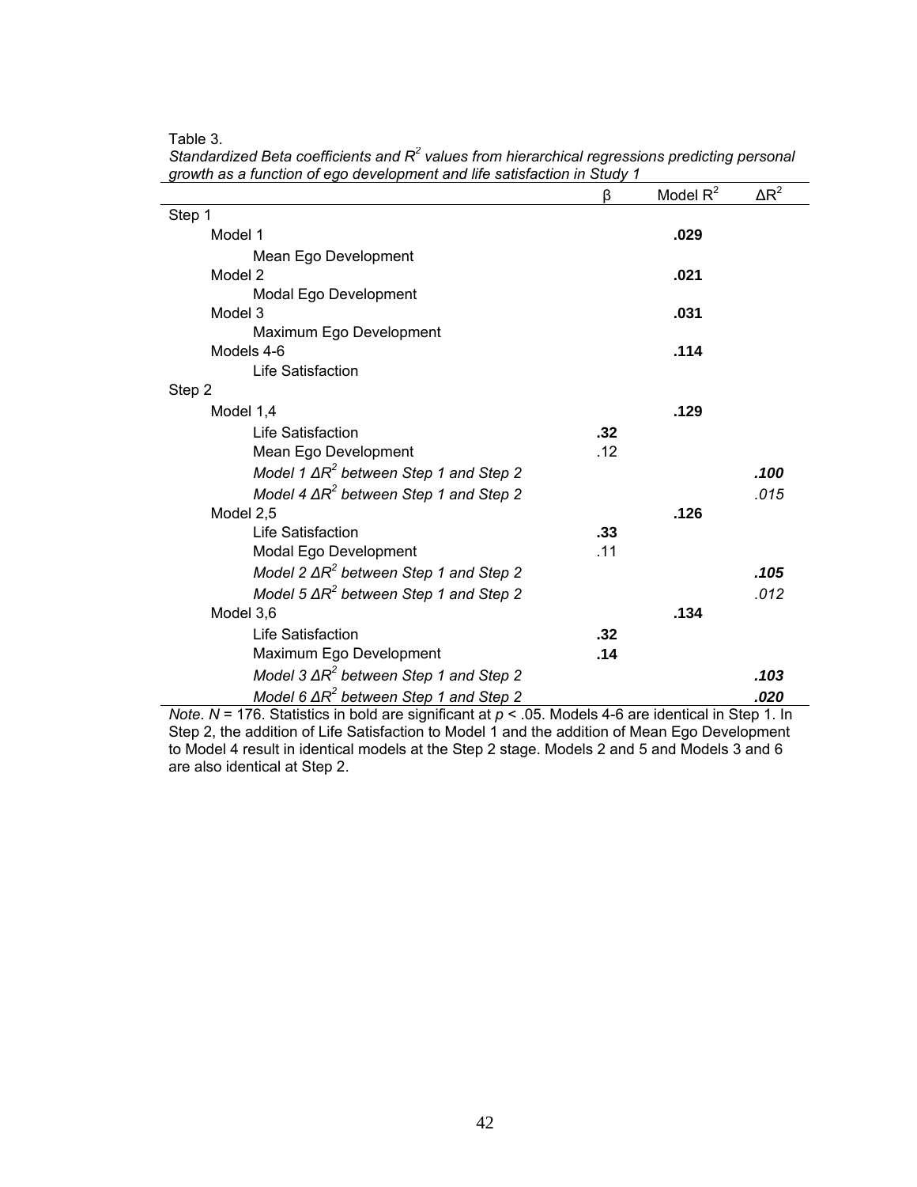Table 3.

*Standardized Beta coefficients and $R^2$ values from hierarchical regressions predicting personal growth as a function of ego development and life satisfaction in Study 1*

| | β | Model $R^2$ | $\Delta R^2$ |
|---|---|---|---|
| Step 1 | | | |
| Model 1 | | **.029** | |
| Mean Ego Development | | | |
| Model 2 | | **.021** | |
| Modal Ego Development | | | |
| Model 3 | | **.031** | |
| Maximum Ego Development | | | |
| Models 4-6 | | **.114** | |
| Life Satisfaction | | | |
| Step 2 | | | |
| Model 1,4 | | **.129** | |
| Life Satisfaction | **.32** | | |
| Mean Ego Development | .12 | | |
| *Model 1 $\Delta R^2$ between Step 1 and Step 2* | | | ***.100*** |
| *Model 4 $\Delta R^2$ between Step 1 and Step 2* | | | *.015* |
| Model 2,5 | | **.126** | |
| Life Satisfaction | **.33** | | |
| Modal Ego Development | .11 | | |
| *Model 2 $\Delta R^2$ between Step 1 and Step 2* | | | ***.105*** |
| *Model 5 $\Delta R^2$ between Step 1 and Step 2* | | | *.012* |
| Model 3,6 | | **.134** | |
| Life Satisfaction | **.32** | | |
| Maximum Ego Development | **.14** | | |
| *Model 3 $\Delta R^2$ between Step 1 and Step 2* | | | ***.103*** |
| *Model 6 $\Delta R^2$ between Step 1 and Step 2* | | | ***.020*** |

*Note*. $N$ = 176. Statistics in bold are significant at $p < .05$. Models 4-6 are identical in Step 1. In Step 2, the addition of Life Satisfaction to Model 1 and the addition of Mean Ego Development to Model 4 result in identical models at the Step 2 stage. Models 2 and 5 and Models 3 and 6 are also identical at Step 2.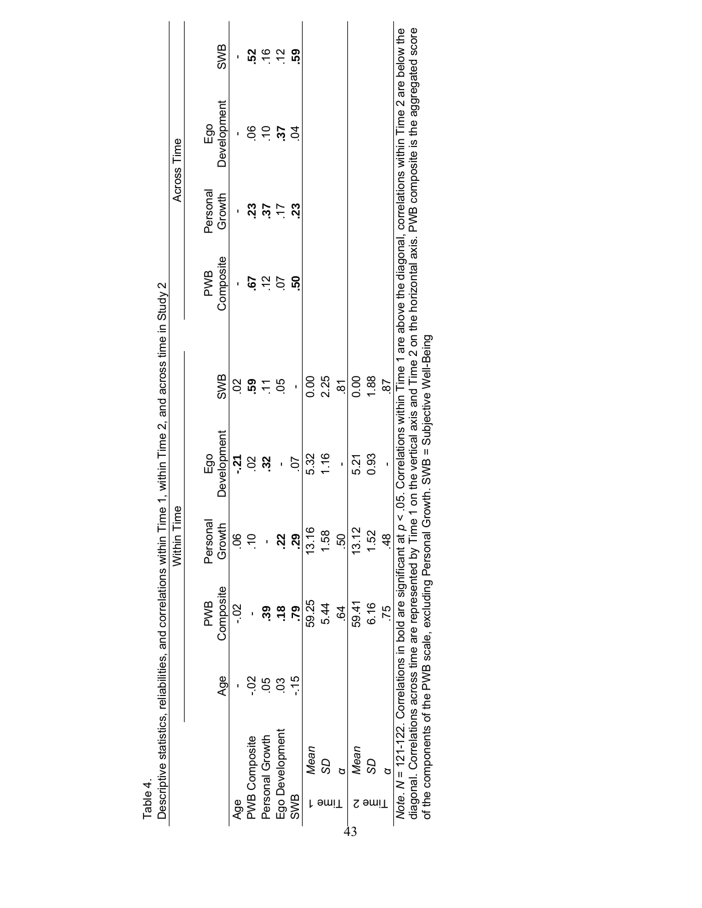Table 4.

Descriptive statistics, reliabilities, and correlations within Time 1, within Time 2, and across time in Study 2

| | | Within Time | | | | | Across Time | | | |
|---|---|---|---|---|---|---|---|---|---|---|
| | Age | PWB Composite | Personal Growth | Ego Development | SWB | | PWB Composite | Personal Growth | Ego Development | SWB |
| Age | - | -.02 | .06 | **-.21** | .02 | | - | - | - | - |
| PWB Composite | -.02 | - | .10 | .02 | **.59** | | **.67** | **.23** | .06 | **.52** |
| Personal Growth | .05 | **.39** | - | **.32** | .11 | | .12 | **.37** | .10 | .16 |
| Ego Development | .03 | **.18** | **.22** | - | .05 | | .07 | .17 | **.37** | .12 |
| SWB | -.15 | **.79** | **.29** | .07 | - | | **.50** | **.23** | .04 | **.59** |
| Time 1 *Mean* | | 59.25 | 13.16 | 5.32 | 0.00 | | | | | |
| Time 1 *SD* | | 5.44 | 1.58 | 1.16 | 2.25 | | | | | |
| Time 1 *α* | | .64 | .50 | - | .81 | | | | | |
| Time 2 *Mean* | | 59.41 | 13.12 | 5.21 | 0.00 | | | | | |
| Time 2 *SD* | | 6.16 | 1.52 | 0.93 | 1.88 | | | | | |
| Time 2 *α* | | .75 | .48 | - | .87 | | | | | |

*Note*. *N* = 121-122. Correlations in bold are significant at $p < .05$. Correlations within Time 1 are above the diagonal, correlations within Time 2 are below the diagonal. Correlations across time are represented by Time 1 on the vertical axis and Time 2 on the horizontal axis. PWB composite is the aggregated score of the components of the PWB scale, excluding Personal Growth. SWB = Subjective Well-Being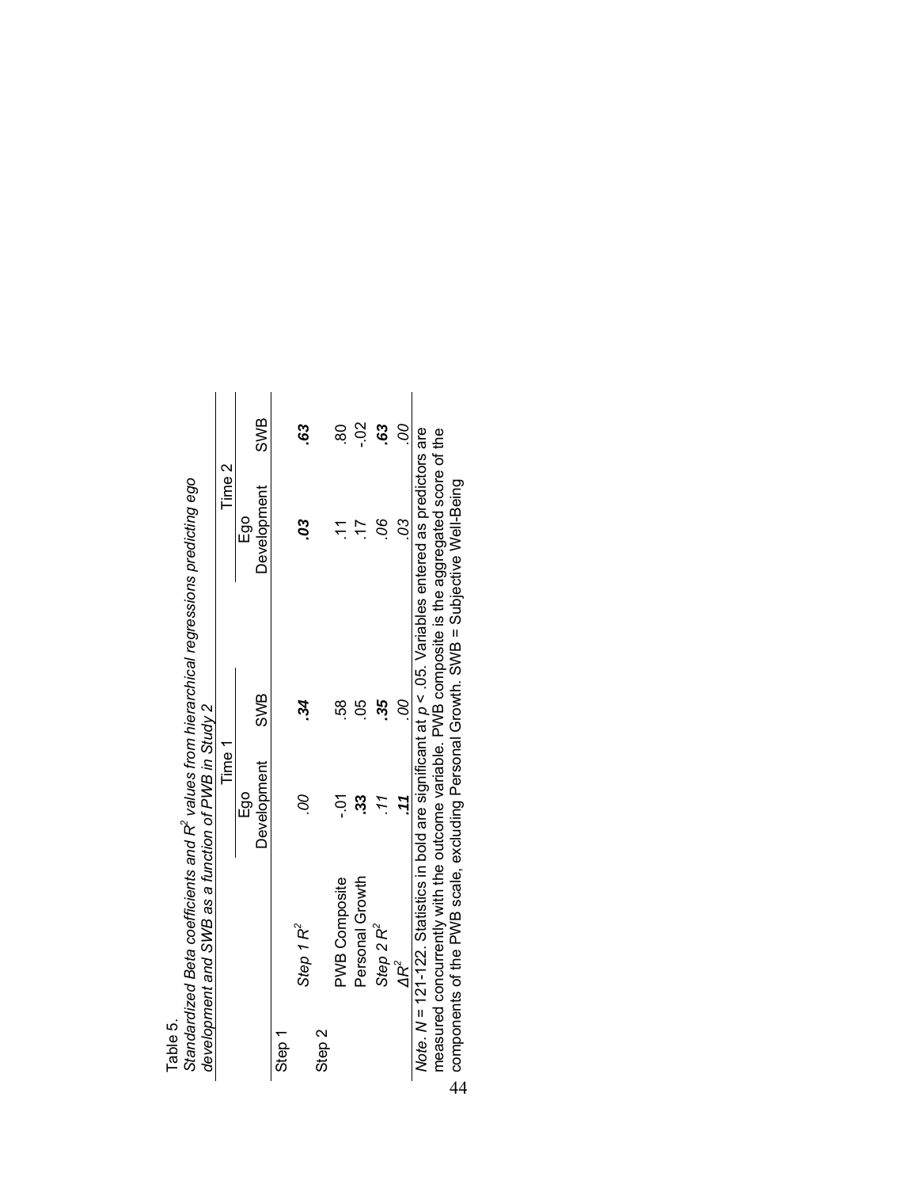Table 5.

*Standardized Beta coefficients and $R^2$ values from hierarchical regressions predicting ego development and SWB as a function of PWB in Study 2*

| | Time 1 | | Time 2 | |
|---|---|---|---|---|
| | Ego Development | SWB | Ego Development | SWB |
| Step 1 | | | | |
| *Step 1 $R^2$* | *.00* | ***.34*** | ***.03*** | ***.63*** |
| Step 2 | | | | |
| PWB Composite | -.01 | .58 | .11 | .80 |
| Personal Growth | **.33** | .05 | .17 | -.02 |
| *Step 2 $R^2$* | *.11* | ***.35*** | *.06* | ***.63*** |
| *$\Delta R^2$* | ***.11*** | *.00* | *.03* | *.00* |

*Note*. *N* = 121-122. Statistics in bold are significant at $p < .05$. Variables entered as predictors are measured concurrently with the outcome variable. PWB composite is the aggregated score of the components of the PWB scale, excluding Personal Growth. SWB = Subjective Well-Being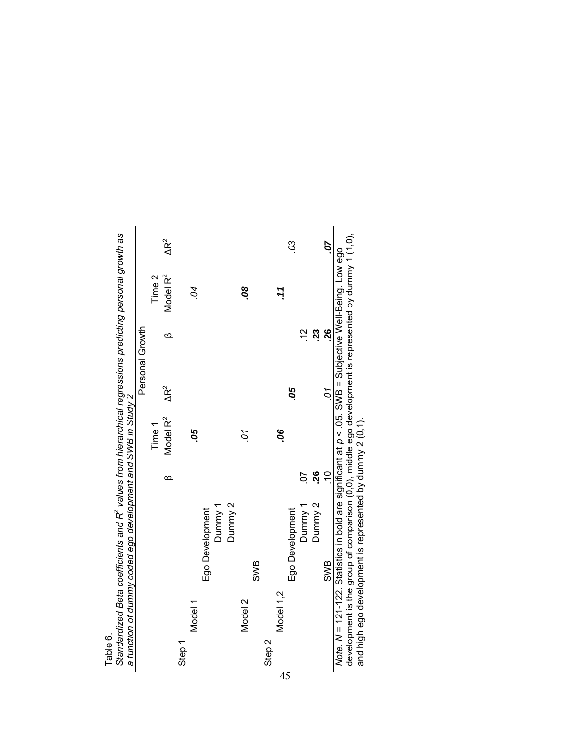Table 6.

*Standardized Beta coefficients and $R^2$ values from hierarchical regressions predicting personal growth as a function of dummy coded ego development and SWB in Study 2*

| | Personal Growth | | | | | |
|---|---|---|---|---|---|---|
| | Time 1 | | | Time 2 | | |
| | β | Model $R^2$ | $\Delta R^2$ | β | Model $R^2$ | $\Delta R^2$ |
| Step 1 | | | | | | |
| Model 1 | | **.05** | | | .04 | |
| Ego Development | | | | | | |
| Dummy 1 | | | | | | |
| Dummy 2 | | | | | | |
| Model 2 | | .01 | | | **.08** | |
| SWB | | | | | | |
| Step 2 | | | | | | |
| Model 1,2 | | **.06** | **.05** | | **.11** | .03 |
| Ego Development | | | | | | |
| Dummy 1 | .07 | | | .12 | | |
| Dummy 2 | **.26** | | | **.23** | | |
| SWB | .10 | | .01 | **.26** | | **.07** |

*Note*. *N* = 121-122. Statistics in bold are significant at $p < .05$. SWB = Subjective Well-Being. Low ego development is the group of comparison (0,0), middle ego development is represented by dummy 1 (1,0), and high ego development is represented by dummy 2 (0,1).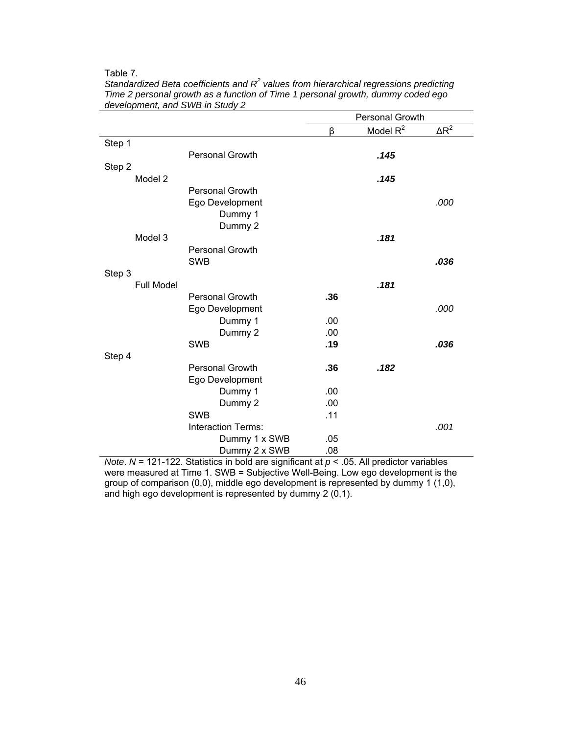Table 7.

*Standardized Beta coefficients and $R^2$ values from hierarchical regressions predicting Time 2 personal growth as a function of Time 1 personal growth, dummy coded ego development, and SWB in Study 2*

| | | | Personal Growth | | |
|---|---|---|---|---|---|
| | | | β | Model $R^2$ | $\Delta R^2$ |
| Step 1 | | | | | |
| | | Personal Growth | | ***.145*** | |
| Step 2 | | | | | |
| | Model 2 | | | ***.145*** | |
| | | Personal Growth | | | |
| | | Ego Development | | | *.000* |
| | | Dummy 1 | | | |
| | | Dummy 2 | | | |
| | Model 3 | | | ***.181*** | |
| | | Personal Growth | | | |
| | | SWB | | | ***.036*** |
| Step 3 | | | | | |
| | Full Model | | | ***.181*** | |
| | | Personal Growth | **.36** | | |
| | | Ego Development | | | *.000* |
| | | Dummy 1 | .00 | | |
| | | Dummy 2 | .00 | | |
| | | SWB | **.19** | | ***.036*** |
| Step 4 | | | | | |
| | | Personal Growth | **.36** | ***.182*** | |
| | | Ego Development | | | |
| | | Dummy 1 | .00 | | |
| | | Dummy 2 | .00 | | |
| | | SWB | .11 | | |
| | | Interaction Terms: | | | *.001* |
| | | Dummy 1 x SWB | .05 | | |
| | | Dummy 2 x SWB | .08 | | |

*Note*. $N$ = 121-122. Statistics in bold are significant at $p < .05$. All predictor variables were measured at Time 1. SWB = Subjective Well-Being. Low ego development is the group of comparison (0,0), middle ego development is represented by dummy 1 (1,0), and high ego development is represented by dummy 2 (0,1).